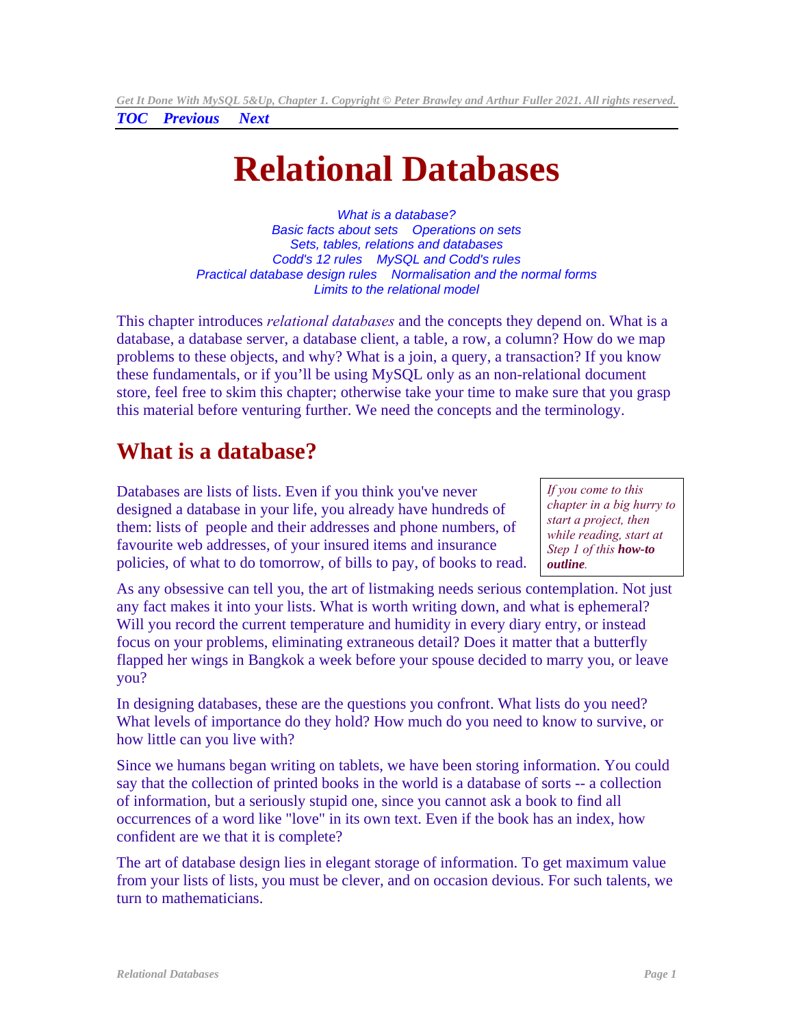*TOC Previous Next*

# Relational Databases

*What is a database?*
*Basic facts about sets Operations on sets*
*Sets, tables, relations and databases*
*Codd's 12 rules MySQL and Codd's rules*
*Practical database design rules Normalisation and the normal forms*
*Limits to the relational model*

This chapter introduces *relational databases* and the concepts they depend on. What is a database, a database server, a database client, a table, a row, a column? How do we map problems to these objects, and why? What is a join, a query, a transaction? If you know these fundamentals, or if you'll be using MySQL only as an non-relational document store, feel free to skim this chapter; otherwise take your time to make sure that you grasp this material before venturing further. We need the concepts and the terminology.

## What is a database?

> *If you come to this chapter in a big hurry to start a project, then while reading, start at Step 1 of this **how-to outline**.*

Databases are lists of lists. Even if you think you've never designed a database in your life, you already have hundreds of them: lists of people and their addresses and phone numbers, of favourite web addresses, of your insured items and insurance policies, of what to do tomorrow, of bills to pay, of books to read.

As any obsessive can tell you, the art of listmaking needs serious contemplation. Not just any fact makes it into your lists. What is worth writing down, and what is ephemeral? Will you record the current temperature and humidity in every diary entry, or instead focus on your problems, eliminating extraneous detail? Does it matter that a butterfly flapped her wings in Bangkok a week before your spouse decided to marry you, or leave you?

In designing databases, these are the questions you confront. What lists do you need? What levels of importance do they hold? How much do you need to know to survive, or how little can you live with?

Since we humans began writing on tablets, we have been storing information. You could say that the collection of printed books in the world is a database of sorts -- a collection of information, but a seriously stupid one, since you cannot ask a book to find all occurrences of a word like "love" in its own text. Even if the book has an index, how confident are we that it is complete?

The art of database design lies in elegant storage of information. To get maximum value from your lists of lists, you must be clever, and on occasion devious. For such talents, we turn to mathematicians.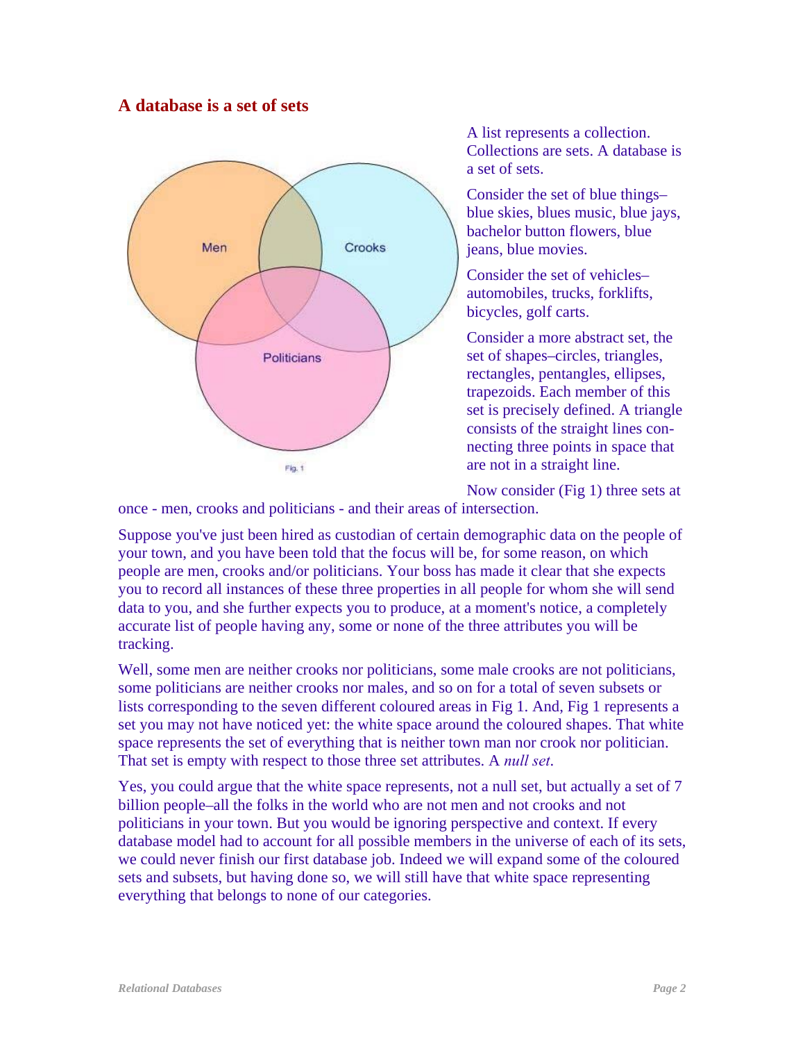## A database is a set of sets

A list represents a collection. Collections are sets. A database is a set of sets.

Consider the set of blue things–blue skies, blues music, blue jays, bachelor button flowers, blue jeans, blue movies.

Consider the set of vehicles–automobiles, trucks, forklifts, bicycles, golf carts.

Consider a more abstract set, the set of shapes–circles, triangles, rectangles, pentangles, ellipses, trapezoids. Each member of this set is precisely defined. A triangle consists of the straight lines connecting three points in space that are not in a straight line.

Fig. 1

Now consider (Fig 1) three sets at once - men, crooks and politicians - and their areas of intersection.

Suppose you've just been hired as custodian of certain demographic data on the people of your town, and you have been told that the focus will be, for some reason, on which people are men, crooks and/or politicians. Your boss has made it clear that she expects you to record all instances of these three properties in all people for whom she will send data to you, and she further expects you to produce, at a moment's notice, a completely accurate list of people having any, some or none of the three attributes you will be tracking.

Well, some men are neither crooks nor politicians, some male crooks are not politicians, some politicians are neither crooks nor males, and so on for a total of seven subsets or lists corresponding to the seven different coloured areas in Fig 1. And, Fig 1 represents a set you may not have noticed yet: the white space around the coloured shapes. That white space represents the set of everything that is neither town man nor crook nor politician. That set is empty with respect to those three set attributes. A *null set*.

Yes, you could argue that the white space represents, not a null set, but actually a set of 7 billion people–all the folks in the world who are not men and not crooks and not politicians in your town. But you would be ignoring perspective and context. If every database model had to account for all possible members in the universe of each of its sets, we could never finish our first database job. Indeed we will expand some of the coloured sets and subsets, but having done so, we will still have that white space representing everything that belongs to none of our categories.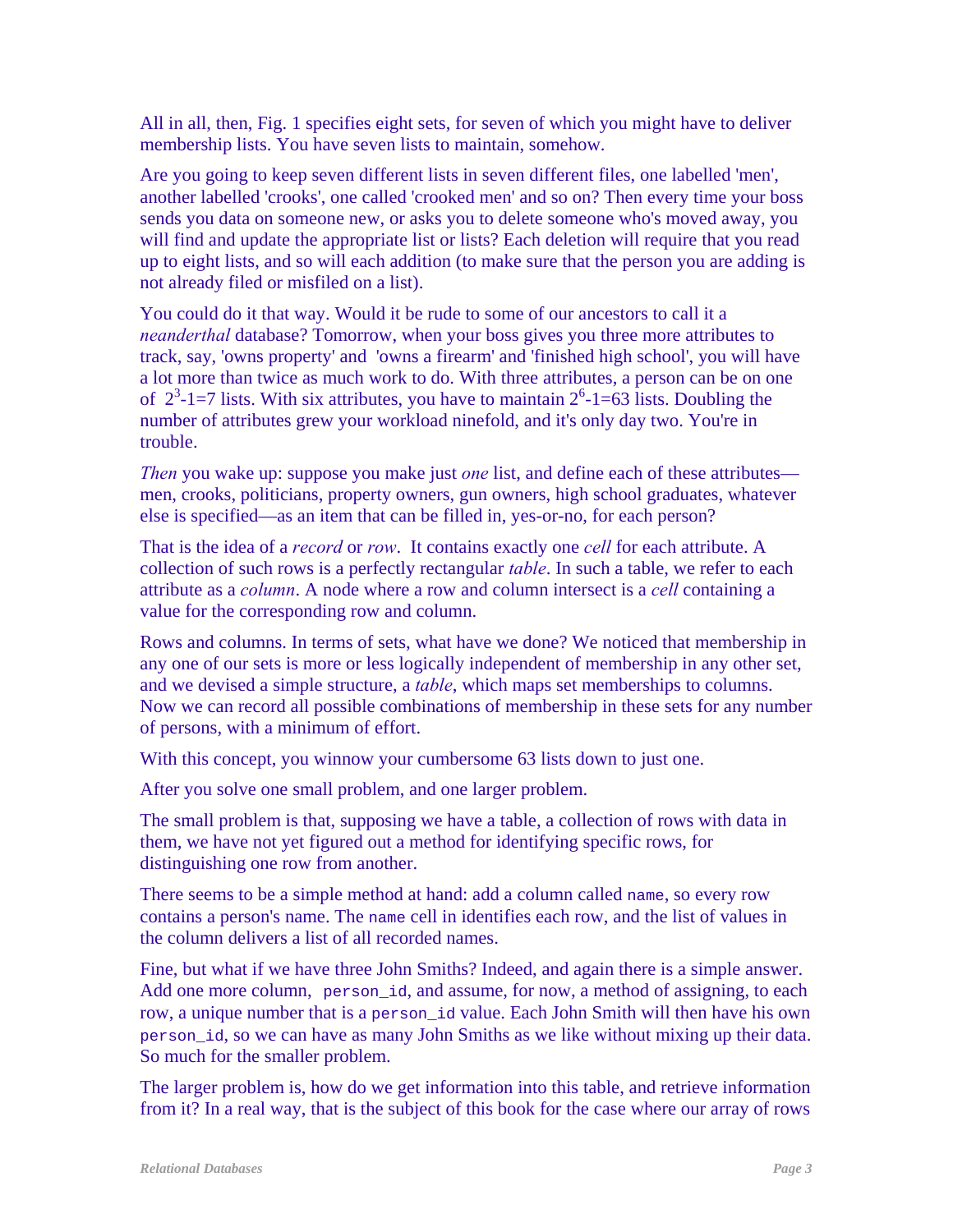All in all, then, Fig. 1 specifies eight sets, for seven of which you might have to deliver membership lists. You have seven lists to maintain, somehow.

Are you going to keep seven different lists in seven different files, one labelled 'men', another labelled 'crooks', one called 'crooked men' and so on? Then every time your boss sends you data on someone new, or asks you to delete someone who's moved away, you will find and update the appropriate list or lists? Each deletion will require that you read up to eight lists, and so will each addition (to make sure that the person you are adding is not already filed or misfiled on a list).

You could do it that way. Would it be rude to some of our ancestors to call it a *neanderthal* database? Tomorrow, when your boss gives you three more attributes to track, say, 'owns property' and 'owns a firearm' and 'finished high school', you will have a lot more than twice as much work to do. With three attributes, a person can be on one of $2^3$-1=7 lists. With six attributes, you have to maintain $2^6$-1=63 lists. Doubling the number of attributes grew your workload ninefold, and it's only day two. You're in trouble.

*Then* you wake up: suppose you make just *one* list, and define each of these attributes—men, crooks, politicians, property owners, gun owners, high school graduates, whatever else is specified—as an item that can be filled in, yes-or-no, for each person?

That is the idea of a *record* or *row*. It contains exactly one *cell* for each attribute. A collection of such rows is a perfectly rectangular *table*. In such a table, we refer to each attribute as a *column*. A node where a row and column intersect is a *cell* containing a value for the corresponding row and column.

Rows and columns. In terms of sets, what have we done? We noticed that membership in any one of our sets is more or less logically independent of membership in any other set, and we devised a simple structure, a *table*, which maps set memberships to columns. Now we can record all possible combinations of membership in these sets for any number of persons, with a minimum of effort.

With this concept, you winnow your cumbersome 63 lists down to just one.

After you solve one small problem, and one larger problem.

The small problem is that, supposing we have a table, a collection of rows with data in them, we have not yet figured out a method for identifying specific rows, for distinguishing one row from another.

There seems to be a simple method at hand: add a column called `name`, so every row contains a person's name. The `name` cell in identifies each row, and the list of values in the column delivers a list of all recorded names.

Fine, but what if we have three John Smiths? Indeed, and again there is a simple answer. Add one more column, `person_id`, and assume, for now, a method of assigning, to each row, a unique number that is a `person_id` value. Each John Smith will then have his own `person_id`, so we can have as many John Smiths as we like without mixing up their data. So much for the smaller problem.

The larger problem is, how do we get information into this table, and retrieve information from it? In a real way, that is the subject of this book for the case where our array of rows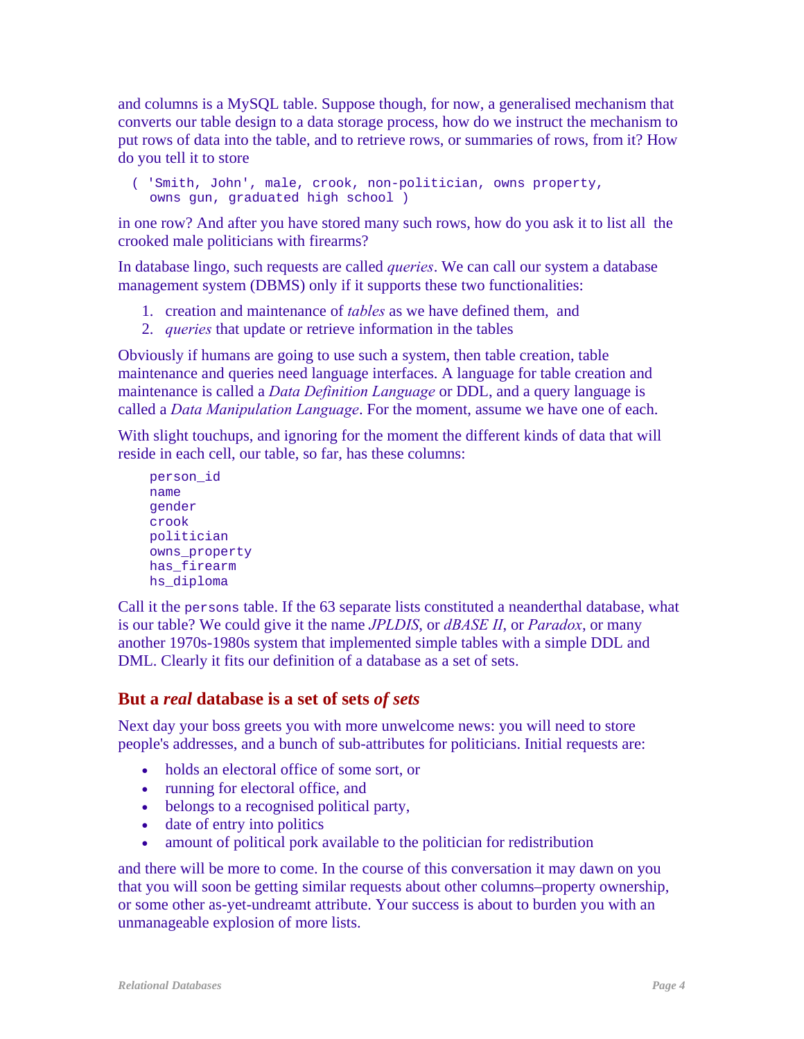and columns is a MySQL table. Suppose though, for now, a generalised mechanism that converts our table design to a data storage process, how do we instruct the mechanism to put rows of data into the table, and to retrieve rows, or summaries of rows, from it? How do you tell it to store

```
( 'Smith, John', male, crook, non-politician, owns property,
  owns gun, graduated high school )
```

in one row? And after you have stored many such rows, how do you ask it to list all the crooked male politicians with firearms?

In database lingo, such requests are called *queries*. We can call our system a database management system (DBMS) only if it supports these two functionalities:

1. creation and maintenance of *tables* as we have defined them, and
2. *queries* that update or retrieve information in the tables

Obviously if humans are going to use such a system, then table creation, table maintenance and queries need language interfaces. A language for table creation and maintenance is called a *Data Definition Language* or DDL, and a query language is called a *Data Manipulation Language*. For the moment, assume we have one of each.

With slight touchups, and ignoring for the moment the different kinds of data that will reside in each cell, our table, so far, has these columns:

```
person_id
name
gender
crook
politician
owns_property
has_firearm
hs_diploma
```

Call it the `persons` table. If the 63 separate lists constituted a neanderthal database, what is our table? We could give it the name *JPLDIS*, or *dBASE II*, or *Paradox*, or many another 1970s-1980s system that implemented simple tables with a simple DDL and DML. Clearly it fits our definition of a database as a set of sets.

## But a *real* database is a set of sets *of sets*

Next day your boss greets you with more unwelcome news: you will need to store people's addresses, and a bunch of sub-attributes for politicians. Initial requests are:

- holds an electoral office of some sort, or
- running for electoral office, and
- belongs to a recognised political party,
- date of entry into politics
- amount of political pork available to the politician for redistribution

and there will be more to come. In the course of this conversation it may dawn on you that you will soon be getting similar requests about other columns–property ownership, or some other as-yet-undreamt attribute. Your success is about to burden you with an unmanageable explosion of more lists.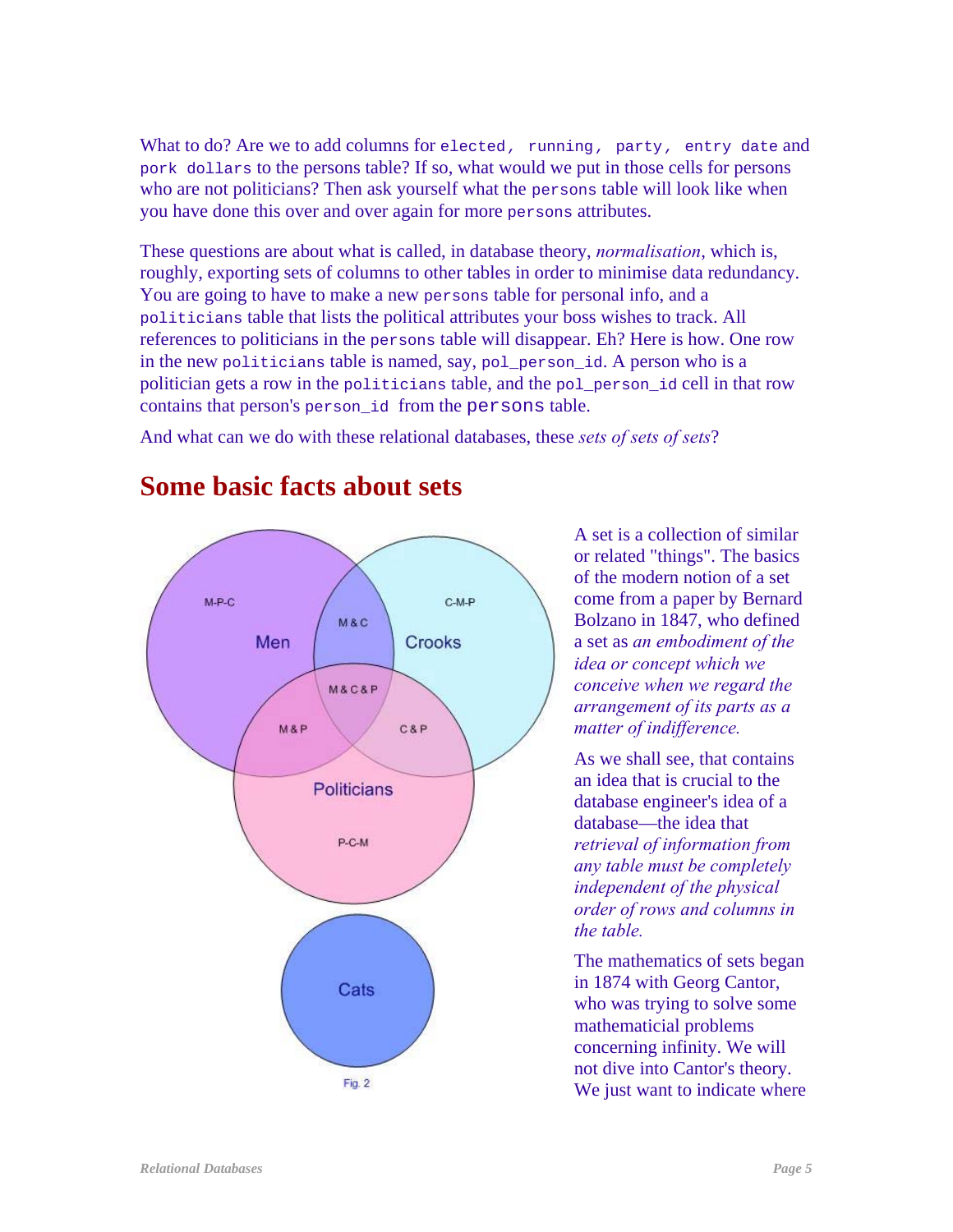What to do? Are we to add columns for `elected, running, party, entry date` and `pork dollars` to the persons table? If so, what would we put in those cells for persons who are not politicians? Then ask yourself what the `persons` table will look like when you have done this over and over again for more `persons` attributes.

These questions are about what is called, in database theory, *normalisation*, which is, roughly, exporting sets of columns to other tables in order to minimise data redundancy. You are going to have to make a new `persons` table for personal info, and a `politicians` table that lists the political attributes your boss wishes to track. All references to politicians in the `persons` table will disappear. Eh? Here is how. One row in the new `politicians` table is named, say, `pol_person_id`. A person who is a politician gets a row in the `politicians` table, and the `pol_person_id` cell in that row contains that person's `person_id` from the `persons` table.

And what can we do with these relational databases, these *sets of sets of sets*?

## Some basic facts about sets

M-P-C

Men

M & C

Crooks

C-M-P

M & C & P

M & P

C & P

Politicians

P-C-M

Cats

Fig. 2

A set is a collection of similar or related "things". The basics of the modern notion of a set come from a paper by Bernard Bolzano in 1847, who defined a set as *an embodiment of the idea or concept which we conceive when we regard the arrangement of its parts as a matter of indifference.*

As we shall see, that contains an idea that is crucial to the database engineer's idea of a database—the idea that *retrieval of information from any table must be completely independent of the physical order of rows and columns in the table.*

The mathematics of sets began in 1874 with Georg Cantor, who was trying to solve some mathematicial problems concerning infinity. We will not dive into Cantor's theory. We just want to indicate where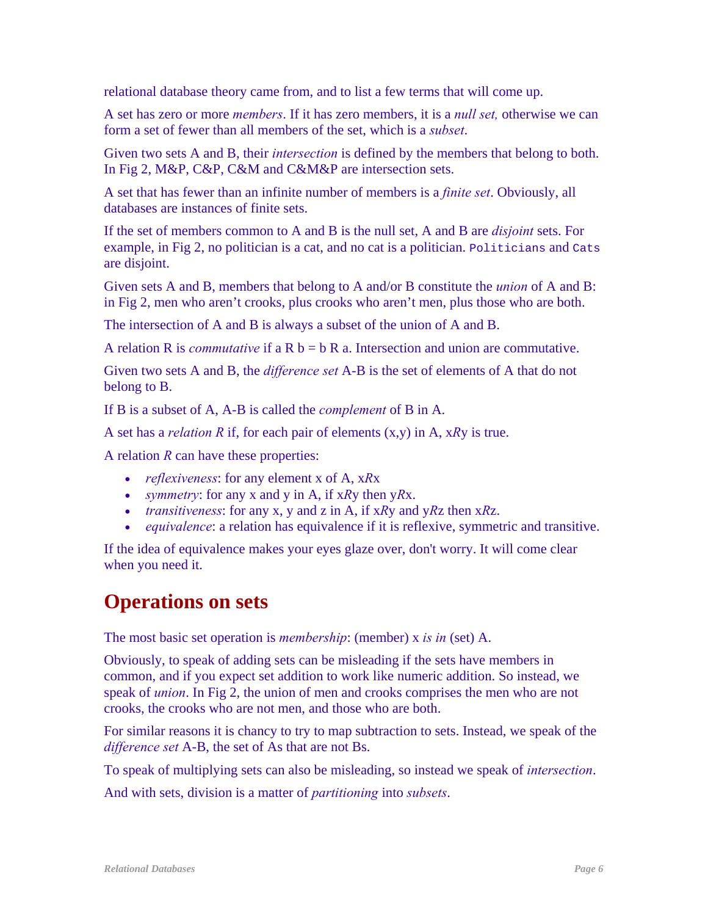relational database theory came from, and to list a few terms that will come up.

A set has zero or more *members*. If it has zero members, it is a *null set,* otherwise we can form a set of fewer than all members of the set, which is a *subset*.

Given two sets A and B, their *intersection* is defined by the members that belong to both. In Fig 2, M&P, C&P, C&M and C&M&P are intersection sets.

A set that has fewer than an infinite number of members is a *finite set*. Obviously, all databases are instances of finite sets.

If the set of members common to A and B is the null set, A and B are *disjoint* sets. For example, in Fig 2, no politician is a cat, and no cat is a politician. `Politicians` and `Cats` are disjoint.

Given sets A and B, members that belong to A and/or B constitute the *union* of A and B: in Fig 2, men who aren't crooks, plus crooks who aren't men, plus those who are both.

The intersection of A and B is always a subset of the union of A and B.

A relation R is *commutative* if a R b = b R a. Intersection and union are commutative.

Given two sets A and B, the *difference set* A-B is the set of elements of A that do not belong to B.

If B is a subset of A, A-B is called the *complement* of B in A.

A set has a *relation R* if, for each pair of elements (x,y) in A, x*R*y is true.

A relation *R* can have these properties:

- *reflexiveness*: for any element x of A, x*R*x
- *symmetry*: for any x and y in A, if x*R*y then y*R*x.
- *transitiveness*: for any x, y and z in A, if x*R*y and y*R*z then x*R*z.
- *equivalence*: a relation has equivalence if it is reflexive, symmetric and transitive.

If the idea of equivalence makes your eyes glaze over, don't worry. It will come clear when you need it.

## Operations on sets

The most basic set operation is *membership*: (member) x *is in* (set) A.

Obviously, to speak of adding sets can be misleading if the sets have members in common, and if you expect set addition to work like numeric addition. So instead, we speak of *union*. In Fig 2, the union of men and crooks comprises the men who are not crooks, the crooks who are not men, and those who are both.

For similar reasons it is chancy to try to map subtraction to sets. Instead, we speak of the *difference set* A-B, the set of As that are not Bs.

To speak of multiplying sets can also be misleading, so instead we speak of *intersection*.

And with sets, division is a matter of *partitioning* into *subsets*.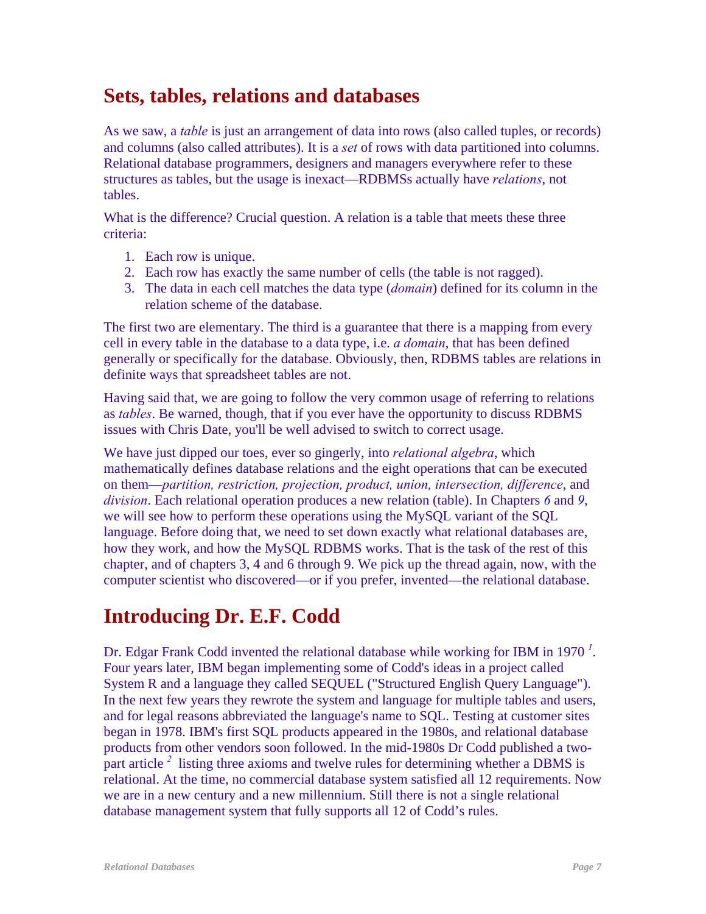## Sets, tables, relations and databases

As we saw, a *table* is just an arrangement of data into rows (also called tuples, or records) and columns (also called attributes). It is a *set* of rows with data partitioned into columns. Relational database programmers, designers and managers everywhere refer to these structures as tables, but the usage is inexact—RDBMSs actually have *relations*, not tables.

What is the difference? Crucial question. A relation is a table that meets these three criteria:

1. Each row is unique.
2. Each row has exactly the same number of cells (the table is not ragged).
3. The data in each cell matches the data type (*domain*) defined for its column in the relation scheme of the database.

The first two are elementary. The third is a guarantee that there is a mapping from every cell in every table in the database to a data type, i.e. *a domain*, that has been defined generally or specifically for the database. Obviously, then, RDBMS tables are relations in definite ways that spreadsheet tables are not.

Having said that, we are going to follow the very common usage of referring to relations as *tables*. Be warned, though, that if you ever have the opportunity to discuss RDBMS issues with Chris Date, you'll be well advised to switch to correct usage.

We have just dipped our toes, ever so gingerly, into *relational algebra*, which mathematically defines database relations and the eight operations that can be executed on them—*partition, restriction, projection, product, union, intersection, difference*, and *division*. Each relational operation produces a new relation (table). In Chapters *6* and *9*, we will see how to perform these operations using the MySQL variant of the SQL language. Before doing that, we need to set down exactly what relational databases are, how they work, and how the MySQL RDBMS works. That is the task of the rest of this chapter, and of chapters 3, 4 and 6 through 9. We pick up the thread again, now, with the computer scientist who discovered—or if you prefer, invented—the relational database.

## Introducing Dr. E.F. Codd

Dr. Edgar Frank Codd invented the relational database while working for IBM in 1970 [1]. Four years later, IBM began implementing some of Codd's ideas in a project called System R and a language they called SEQUEL ("Structured English Query Language"). In the next few years they rewrote the system and language for multiple tables and users, and for legal reasons abbreviated the language's name to SQL. Testing at customer sites began in 1978. IBM's first SQL products appeared in the 1980s, and relational database products from other vendors soon followed. In the mid-1980s Dr Codd published a two-part article [2] listing three axioms and twelve rules for determining whether a DBMS is relational. At the time, no commercial database system satisfied all 12 requirements. Now we are in a new century and a new millennium. Still there is not a single relational database management system that fully supports all 12 of Codd's rules.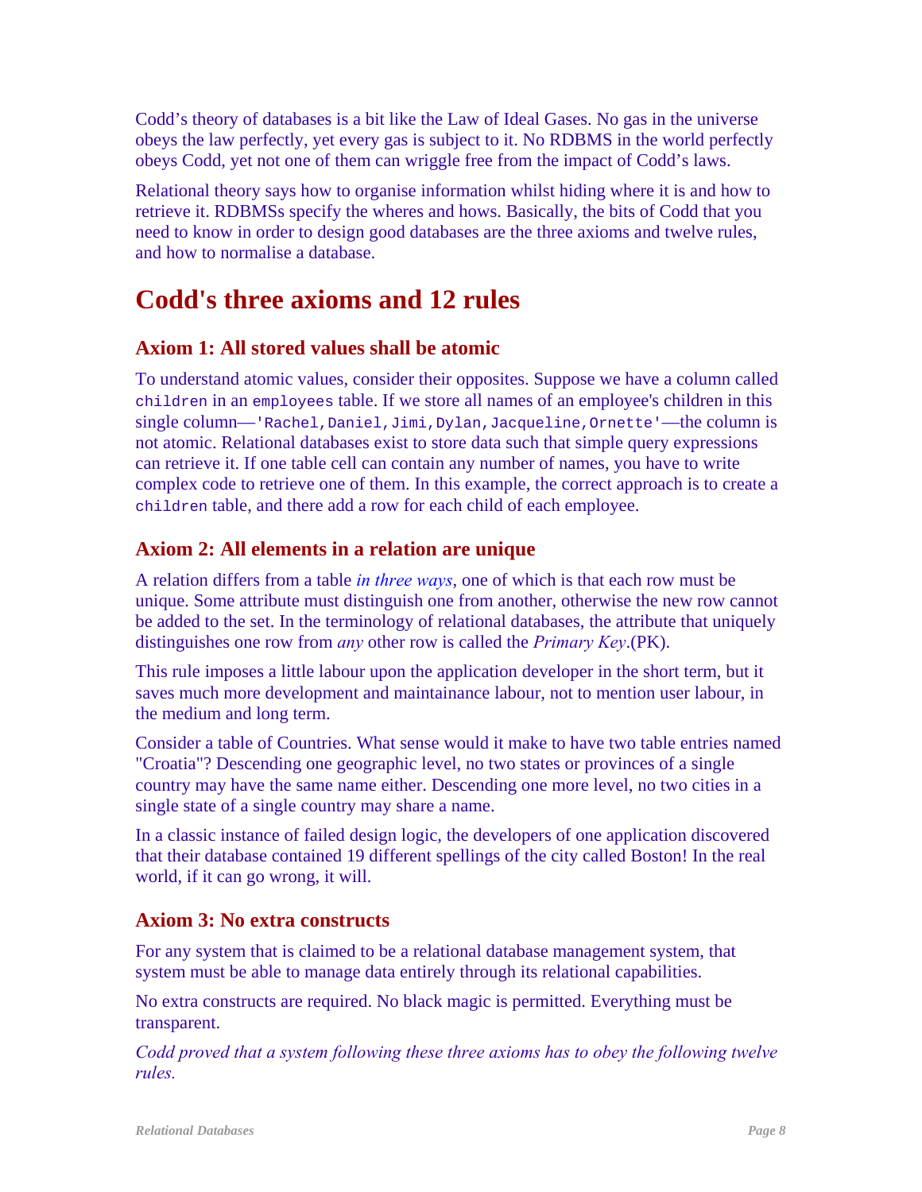Codd's theory of databases is a bit like the Law of Ideal Gases. No gas in the universe obeys the law perfectly, yet every gas is subject to it. No RDBMS in the world perfectly obeys Codd, yet not one of them can wriggle free from the impact of Codd's laws.

Relational theory says how to organise information whilst hiding where it is and how to retrieve it. RDBMSs specify the wheres and hows. Basically, the bits of Codd that you need to know in order to design good databases are the three axioms and twelve rules, and how to normalise a database.

## Codd's three axioms and 12 rules

### Axiom 1: All stored values shall be atomic

To understand atomic values, consider their opposites. Suppose we have a column called `children` in an `employees` table. If we store all names of an employee's children in this single column—`'Rachel,Daniel,Jimi,Dylan,Jacqueline,Ornette'`—the column is not atomic. Relational databases exist to store data such that simple query expressions can retrieve it. If one table cell can contain any number of names, you have to write complex code to retrieve one of them. In this example, the correct approach is to create a `children` table, and there add a row for each child of each employee.

### Axiom 2: All elements in a relation are unique

A relation differs from a table *in three ways*, one of which is that each row must be unique. Some attribute must distinguish one from another, otherwise the new row cannot be added to the set. In the terminology of relational databases, the attribute that uniquely distinguishes one row from *any* other row is called the *Primary Key*.(PK).

This rule imposes a little labour upon the application developer in the short term, but it saves much more development and maintainance labour, not to mention user labour, in the medium and long term.

Consider a table of Countries. What sense would it make to have two table entries named "Croatia"? Descending one geographic level, no two states or provinces of a single country may have the same name either. Descending one more level, no two cities in a single state of a single country may share a name.

In a classic instance of failed design logic, the developers of one application discovered that their database contained 19 different spellings of the city called Boston! In the real world, if it can go wrong, it will.

### Axiom 3: No extra constructs

For any system that is claimed to be a relational database management system, that system must be able to manage data entirely through its relational capabilities.

No extra constructs are required. No black magic is permitted. Everything must be transparent.

*Codd proved that a system following these three axioms has to obey the following twelve rules.*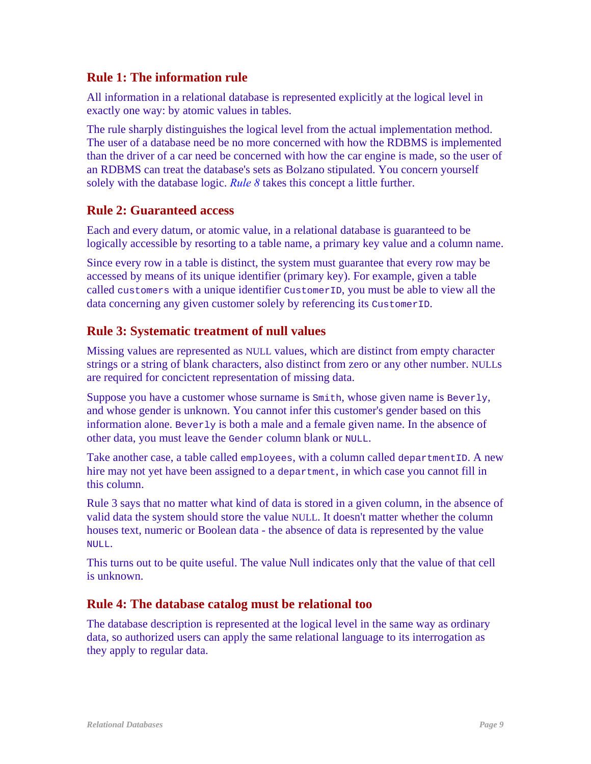### Rule 1: The information rule

All information in a relational database is represented explicitly at the logical level in exactly one way: by atomic values in tables.

The rule sharply distinguishes the logical level from the actual implementation method. The user of a database need be no more concerned with how the RDBMS is implemented than the driver of a car need be concerned with how the car engine is made, so the user of an RDBMS can treat the database's sets as Bolzano stipulated. You concern yourself solely with the database logic. *Rule 8* takes this concept a little further.

### Rule 2: Guaranteed access

Each and every datum, or atomic value, in a relational database is guaranteed to be logically accessible by resorting to a table name, a primary key value and a column name.

Since every row in a table is distinct, the system must guarantee that every row may be accessed by means of its unique identifier (primary key). For example, given a table called `customers` with a unique identifier `CustomerID`, you must be able to view all the data concerning any given customer solely by referencing its `CustomerID`.

### Rule 3: Systematic treatment of null values

Missing values are represented as NULL values, which are distinct from empty character strings or a string of blank characters, also distinct from zero or any other number. NULLs are required for concictent representation of missing data.

Suppose you have a customer whose surname is `Smith`, whose given name is `Beverly`, and whose gender is unknown. You cannot infer this customer's gender based on this information alone. `Beverly` is both a male and a female given name. In the absence of other data, you must leave the `Gender` column blank or `NULL`.

Take another case, a table called `employees`, with a column called `departmentID`. A new hire may not yet have been assigned to a `department`, in which case you cannot fill in this column.

Rule 3 says that no matter what kind of data is stored in a given column, in the absence of valid data the system should store the value NULL. It doesn't matter whether the column houses text, numeric or Boolean data - the absence of data is represented by the value `NULL`.

This turns out to be quite useful. The value Null indicates only that the value of that cell is unknown.

### Rule 4: The database catalog must be relational too

The database description is represented at the logical level in the same way as ordinary data, so authorized users can apply the same relational language to its interrogation as they apply to regular data.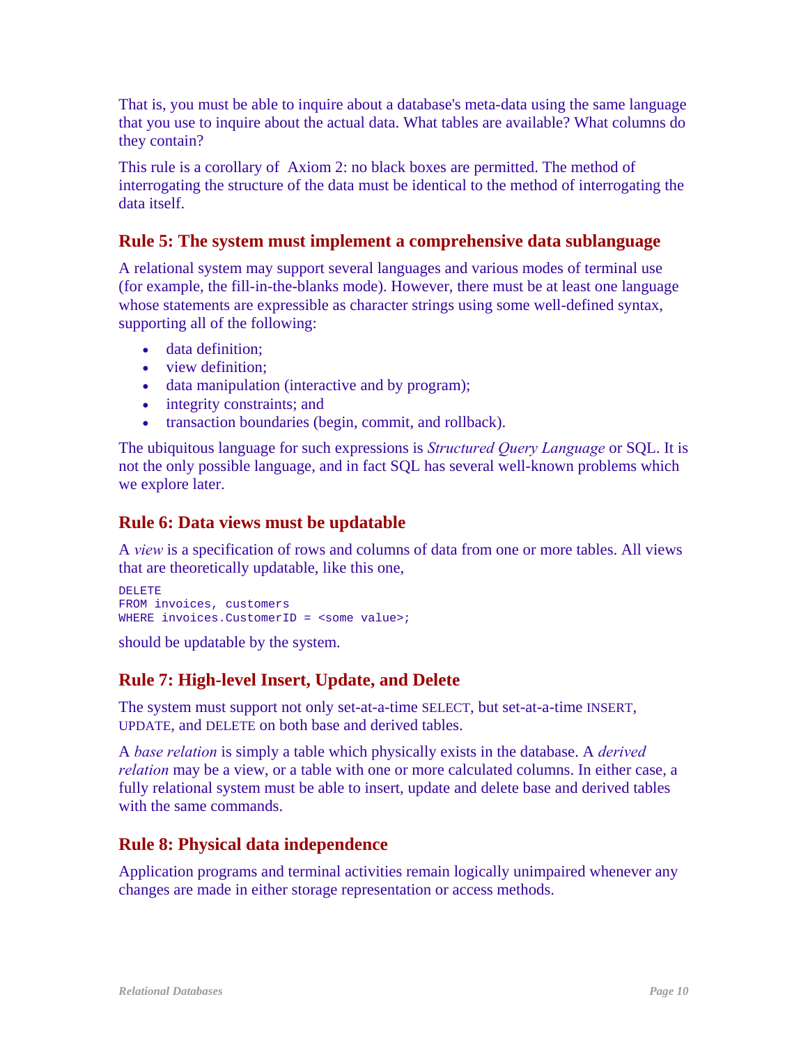That is, you must be able to inquire about a database's meta-data using the same language that you use to inquire about the actual data. What tables are available? What columns do they contain?

This rule is a corollary of Axiom 2: no black boxes are permitted. The method of interrogating the structure of the data must be identical to the method of interrogating the data itself.

### Rule 5: The system must implement a comprehensive data sublanguage

A relational system may support several languages and various modes of terminal use (for example, the fill-in-the-blanks mode). However, there must be at least one language whose statements are expressible as character strings using some well-defined syntax, supporting all of the following:

- data definition;
- view definition;
- data manipulation (interactive and by program);
- integrity constraints; and
- transaction boundaries (begin, commit, and rollback).

The ubiquitous language for such expressions is *Structured Query Language* or SQL. It is not the only possible language, and in fact SQL has several well-known problems which we explore later.

### Rule 6: Data views must be updatable

A *view* is a specification of rows and columns of data from one or more tables. All views that are theoretically updatable, like this one,

```
DELETE
FROM invoices, customers
WHERE invoices.CustomerID = <some value>;
```

should be updatable by the system.

### Rule 7: High-level Insert, Update, and Delete

The system must support not only set-at-a-time SELECT, but set-at-a-time INSERT, UPDATE, and DELETE on both base and derived tables.

A *base relation* is simply a table which physically exists in the database. A *derived relation* may be a view, or a table with one or more calculated columns. In either case, a fully relational system must be able to insert, update and delete base and derived tables with the same commands.

### Rule 8: Physical data independence

Application programs and terminal activities remain logically unimpaired whenever any changes are made in either storage representation or access methods.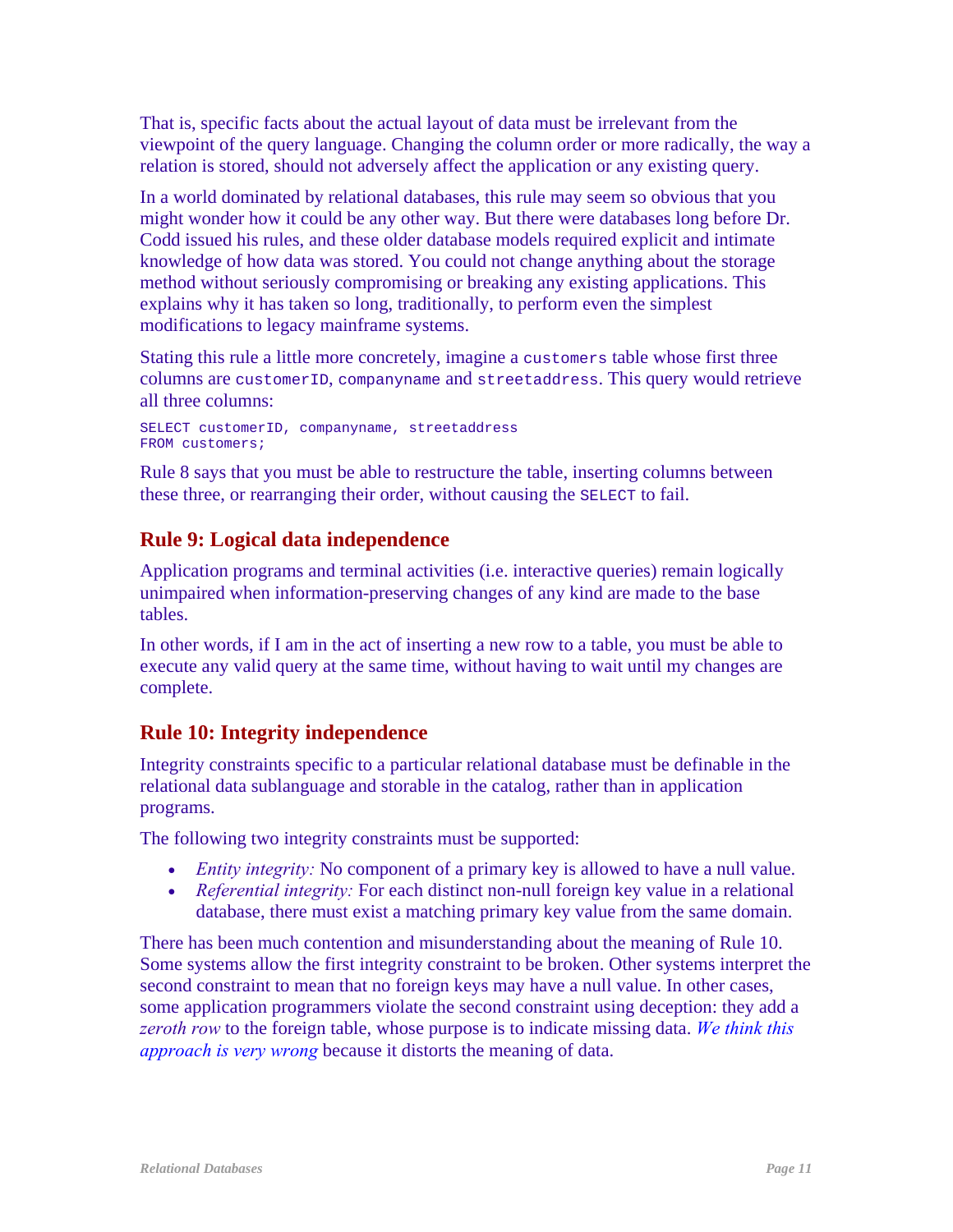That is, specific facts about the actual layout of data must be irrelevant from the viewpoint of the query language. Changing the column order or more radically, the way a relation is stored, should not adversely affect the application or any existing query.

In a world dominated by relational databases, this rule may seem so obvious that you might wonder how it could be any other way. But there were databases long before Dr. Codd issued his rules, and these older database models required explicit and intimate knowledge of how data was stored. You could not change anything about the storage method without seriously compromising or breaking any existing applications. This explains why it has taken so long, traditionally, to perform even the simplest modifications to legacy mainframe systems.

Stating this rule a little more concretely, imagine a `customers` table whose first three columns are `customerID`, `companyname` and `streetaddress`. This query would retrieve all three columns:

```
SELECT customerID, companyname, streetaddress
FROM customers;
```

Rule 8 says that you must be able to restructure the table, inserting columns between these three, or rearranging their order, without causing the `SELECT` to fail.

## Rule 9: Logical data independence

Application programs and terminal activities (i.e. interactive queries) remain logically unimpaired when information-preserving changes of any kind are made to the base tables.

In other words, if I am in the act of inserting a new row to a table, you must be able to execute any valid query at the same time, without having to wait until my changes are complete.

## Rule 10: Integrity independence

Integrity constraints specific to a particular relational database must be definable in the relational data sublanguage and storable in the catalog, rather than in application programs.

The following two integrity constraints must be supported:

- *Entity integrity:* No component of a primary key is allowed to have a null value.
- *Referential integrity:* For each distinct non-null foreign key value in a relational database, there must exist a matching primary key value from the same domain.

There has been much contention and misunderstanding about the meaning of Rule 10. Some systems allow the first integrity constraint to be broken. Other systems interpret the second constraint to mean that no foreign keys may have a null value. In other cases, some application programmers violate the second constraint using deception: they add a *zeroth row* to the foreign table, whose purpose is to indicate missing data. *We think this approach is very wrong* because it distorts the meaning of data.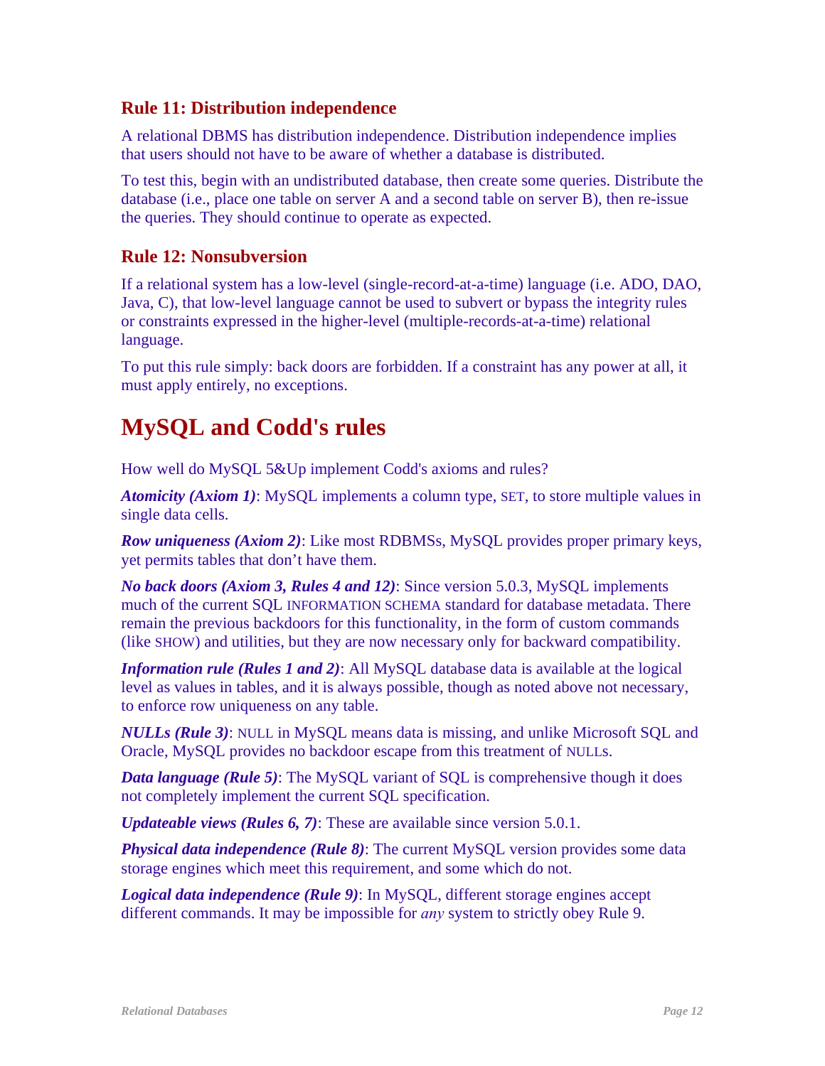### Rule 11: Distribution independence

A relational DBMS has distribution independence. Distribution independence implies that users should not have to be aware of whether a database is distributed.

To test this, begin with an undistributed database, then create some queries. Distribute the database (i.e., place one table on server A and a second table on server B), then re-issue the queries. They should continue to operate as expected.

### Rule 12: Nonsubversion

If a relational system has a low-level (single-record-at-a-time) language (i.e. ADO, DAO, Java, C), that low-level language cannot be used to subvert or bypass the integrity rules or constraints expressed in the higher-level (multiple-records-at-a-time) relational language.

To put this rule simply: back doors are forbidden. If a constraint has any power at all, it must apply entirely, no exceptions.

## MySQL and Codd's rules

How well do MySQL 5&Up implement Codd's axioms and rules?

***Atomicity (Axiom 1)***: MySQL implements a column type, SET, to store multiple values in single data cells.

***Row uniqueness (Axiom 2)***: Like most RDBMSs, MySQL provides proper primary keys, yet permits tables that don't have them.

***No back doors (Axiom 3, Rules 4 and 12)***: Since version 5.0.3, MySQL implements much of the current SQL INFORMATION SCHEMA standard for database metadata. There remain the previous backdoors for this functionality, in the form of custom commands (like SHOW) and utilities, but they are now necessary only for backward compatibility.

***Information rule (Rules 1 and 2)***: All MySQL database data is available at the logical level as values in tables, and it is always possible, though as noted above not necessary, to enforce row uniqueness on any table.

***NULLs (Rule 3)***: NULL in MySQL means data is missing, and unlike Microsoft SQL and Oracle, MySQL provides no backdoor escape from this treatment of NULLs.

***Data language (Rule 5)***: The MySQL variant of SQL is comprehensive though it does not completely implement the current SQL specification.

***Updateable views (Rules 6, 7)***: These are available since version 5.0.1.

***Physical data independence (Rule 8)***: The current MySQL version provides some data storage engines which meet this requirement, and some which do not.

***Logical data independence (Rule 9)***: In MySQL, different storage engines accept different commands. It may be impossible for *any* system to strictly obey Rule 9.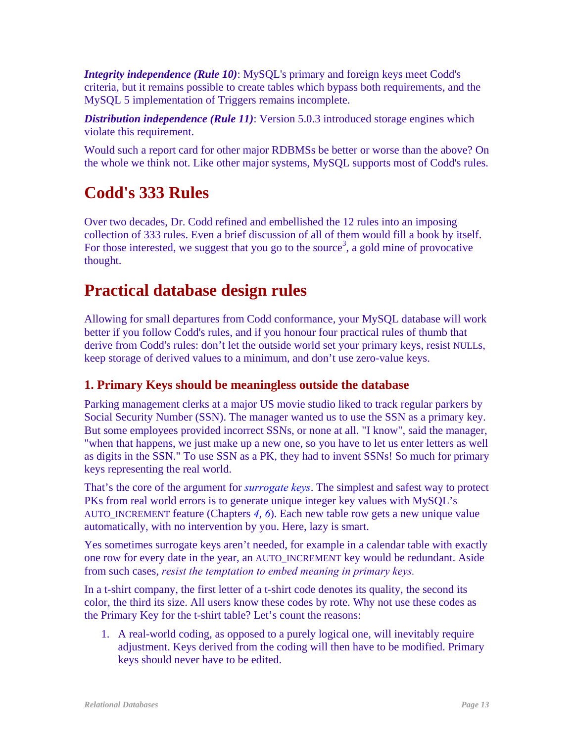***Integrity independence (Rule 10)***: MySQL's primary and foreign keys meet Codd's criteria, but it remains possible to create tables which bypass both requirements, and the MySQL 5 implementation of Triggers remains incomplete.

***Distribution independence (Rule 11)***: Version 5.0.3 introduced storage engines which violate this requirement.

Would such a report card for other major RDBMSs be better or worse than the above? On the whole we think not. Like other major systems, MySQL supports most of Codd's rules.

## Codd's 333 Rules

Over two decades, Dr. Codd refined and embellished the 12 rules into an imposing collection of 333 rules. Even a brief discussion of all of them would fill a book by itself. For those interested, we suggest that you go to the source[3], a gold mine of provocative thought.

## Practical database design rules

Allowing for small departures from Codd conformance, your MySQL database will work better if you follow Codd's rules, and if you honour four practical rules of thumb that derive from Codd's rules: don't let the outside world set your primary keys, resist NULLs, keep storage of derived values to a minimum, and don't use zero-value keys.

### 1. Primary Keys should be meaningless outside the database

Parking management clerks at a major US movie studio liked to track regular parkers by Social Security Number (SSN). The manager wanted us to use the SSN as a primary key. But some employees provided incorrect SSNs, or none at all. "I know", said the manager, "when that happens, we just make up a new one, so you have to let us enter letters as well as digits in the SSN." To use SSN as a PK, they had to invent SSNs! So much for primary keys representing the real world.

That's the core of the argument for *surrogate keys*. The simplest and safest way to protect PKs from real world errors is to generate unique integer key values with MySQL's AUTO_INCREMENT feature (Chapters *4*, *6*). Each new table row gets a new unique value automatically, with no intervention by you. Here, lazy is smart.

Yes sometimes surrogate keys aren't needed, for example in a calendar table with exactly one row for every date in the year, an AUTO_INCREMENT key would be redundant. Aside from such cases, *resist the temptation to embed meaning in primary keys.*

In a t-shirt company, the first letter of a t-shirt code denotes its quality, the second its color, the third its size. All users know these codes by rote. Why not use these codes as the Primary Key for the t-shirt table? Let's count the reasons:

1. A real-world coding, as opposed to a purely logical one, will inevitably require adjustment. Keys derived from the coding will then have to be modified. Primary keys should never have to be edited.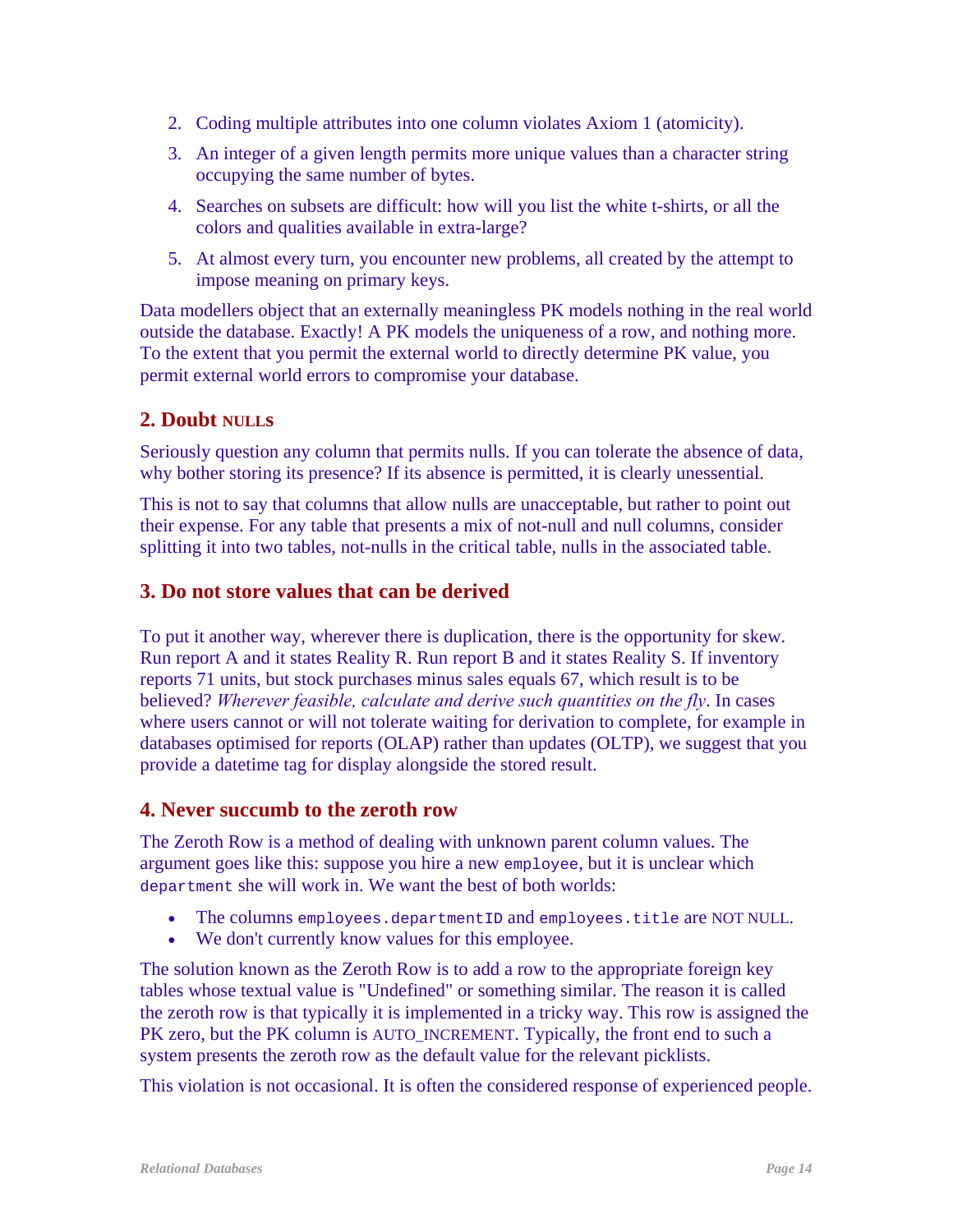2. Coding multiple attributes into one column violates Axiom 1 (atomicity).
3. An integer of a given length permits more unique values than a character string occupying the same number of bytes.
4. Searches on subsets are difficult: how will you list the white t-shirts, or all the colors and qualities available in extra-large?
5. At almost every turn, you encounter new problems, all created by the attempt to impose meaning on primary keys.

Data modellers object that an externally meaningless PK models nothing in the real world outside the database. Exactly! A PK models the uniqueness of a row, and nothing more. To the extent that you permit the external world to directly determine PK value, you permit external world errors to compromise your database.

### 2. Doubt NULLS

Seriously question any column that permits nulls. If you can tolerate the absence of data, why bother storing its presence? If its absence is permitted, it is clearly unessential.

This is not to say that columns that allow nulls are unacceptable, but rather to point out their expense. For any table that presents a mix of not-null and null columns, consider splitting it into two tables, not-nulls in the critical table, nulls in the associated table.

### 3. Do not store values that can be derived

To put it another way, wherever there is duplication, there is the opportunity for skew. Run report A and it states Reality R. Run report B and it states Reality S. If inventory reports 71 units, but stock purchases minus sales equals 67, which result is to be believed? *Wherever feasible, calculate and derive such quantities on the fly*. In cases where users cannot or will not tolerate waiting for derivation to complete, for example in databases optimised for reports (OLAP) rather than updates (OLTP), we suggest that you provide a datetime tag for display alongside the stored result.

### 4. Never succumb to the zeroth row

The Zeroth Row is a method of dealing with unknown parent column values. The argument goes like this: suppose you hire a new `employee`, but it is unclear which `department` she will work in. We want the best of both worlds:

- The columns `employees.departmentID` and `employees.title` are NOT NULL.
- We don't currently know values for this employee.

The solution known as the Zeroth Row is to add a row to the appropriate foreign key tables whose textual value is "Undefined" or something similar. The reason it is called the zeroth row is that typically it is implemented in a tricky way. This row is assigned the PK zero, but the PK column is AUTO_INCREMENT. Typically, the front end to such a system presents the zeroth row as the default value for the relevant picklists.

This violation is not occasional. It is often the considered response of experienced people.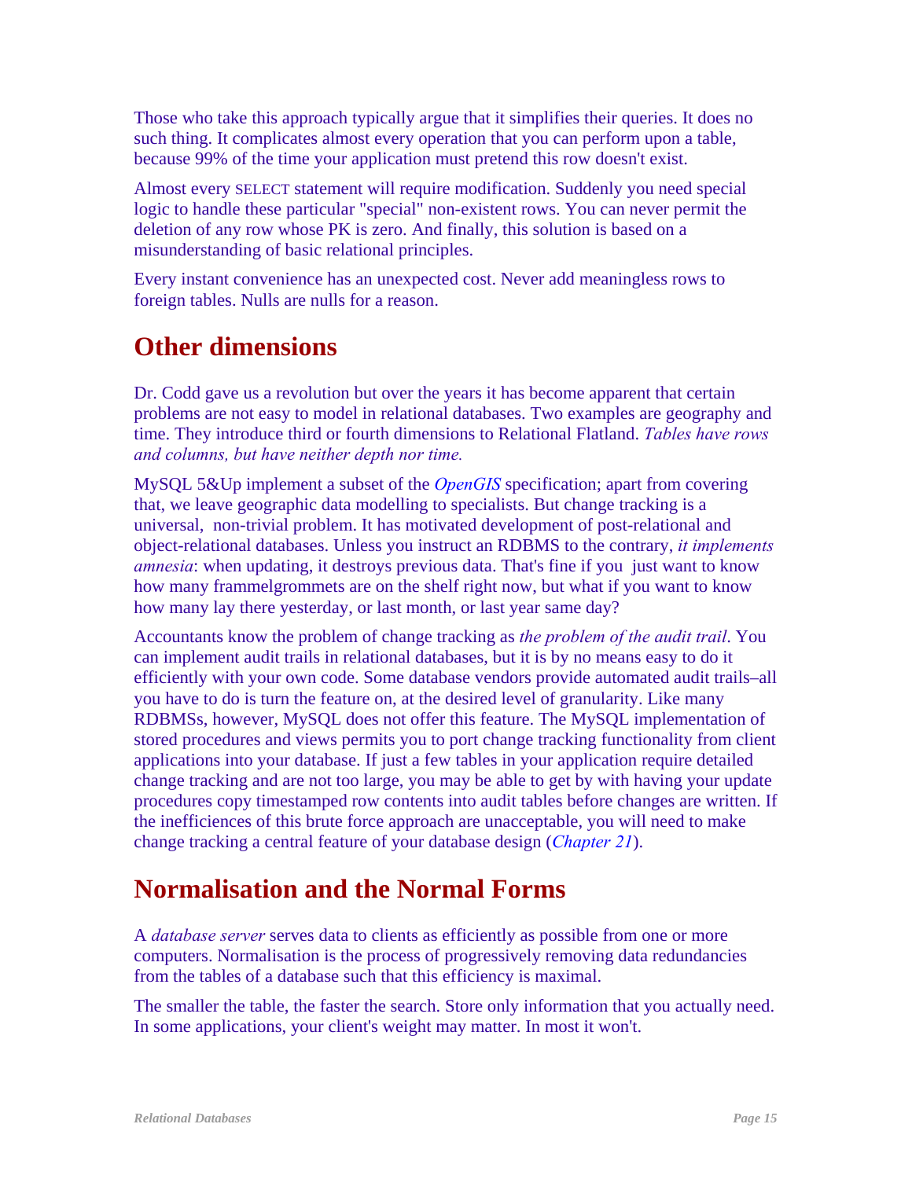Those who take this approach typically argue that it simplifies their queries. It does no such thing. It complicates almost every operation that you can perform upon a table, because 99% of the time your application must pretend this row doesn't exist.

Almost every SELECT statement will require modification. Suddenly you need special logic to handle these particular "special" non-existent rows. You can never permit the deletion of any row whose PK is zero. And finally, this solution is based on a misunderstanding of basic relational principles.

Every instant convenience has an unexpected cost. Never add meaningless rows to foreign tables. Nulls are nulls for a reason.

## Other dimensions

Dr. Codd gave us a revolution but over the years it has become apparent that certain problems are not easy to model in relational databases. Two examples are geography and time. They introduce third or fourth dimensions to Relational Flatland. *Tables have rows and columns, but have neither depth nor time.*

MySQL 5&Up implement a subset of the *OpenGIS* specification; apart from covering that, we leave geographic data modelling to specialists. But change tracking is a universal, non-trivial problem. It has motivated development of post-relational and object-relational databases. Unless you instruct an RDBMS to the contrary, *it implements amnesia*: when updating, it destroys previous data. That's fine if you just want to know how many frammelgrommets are on the shelf right now, but what if you want to know how many lay there yesterday, or last month, or last year same day?

Accountants know the problem of change tracking as *the problem of the audit trail*. You can implement audit trails in relational databases, but it is by no means easy to do it efficiently with your own code. Some database vendors provide automated audit trails–all you have to do is turn the feature on, at the desired level of granularity. Like many RDBMSs, however, MySQL does not offer this feature. The MySQL implementation of stored procedures and views permits you to port change tracking functionality from client applications into your database. If just a few tables in your application require detailed change tracking and are not too large, you may be able to get by with having your update procedures copy timestamped row contents into audit tables before changes are written. If the inefficiences of this brute force approach are unacceptable, you will need to make change tracking a central feature of your database design (*Chapter 21*).

## Normalisation and the Normal Forms

A *database server* serves data to clients as efficiently as possible from one or more computers. Normalisation is the process of progressively removing data redundancies from the tables of a database such that this efficiency is maximal.

The smaller the table, the faster the search. Store only information that you actually need. In some applications, your client's weight may matter. In most it won't.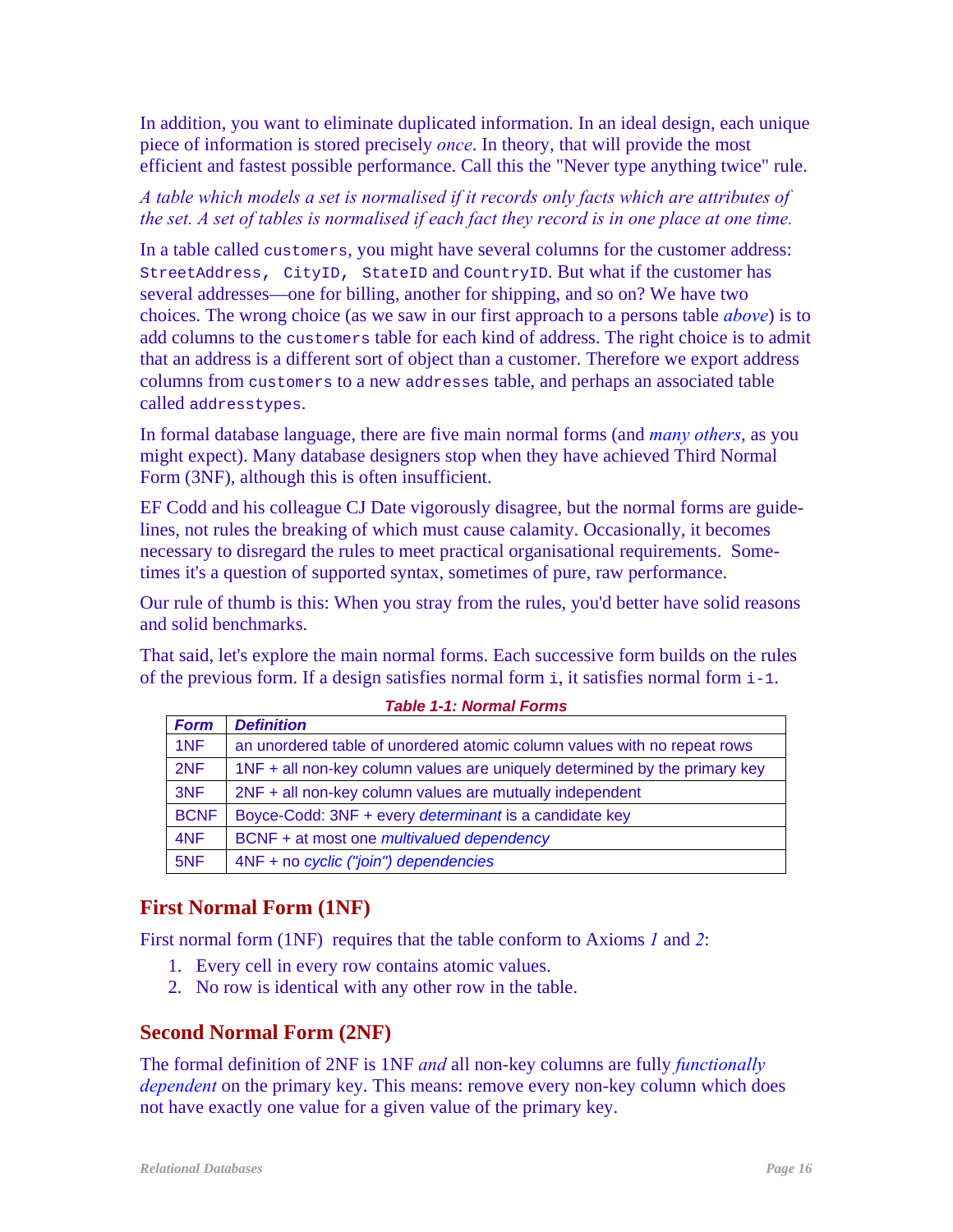In addition, you want to eliminate duplicated information. In an ideal design, each unique piece of information is stored precisely *once*. In theory, that will provide the most efficient and fastest possible performance. Call this the "Never type anything twice" rule.

*A table which models a set is normalised if it records only facts which are attributes of the set. A set of tables is normalised if each fact they record is in one place at one time.*

In a table called `customers`, you might have several columns for the customer address: `StreetAddress, CityID, StateID` and `CountryID`. But what if the customer has several addresses—one for billing, another for shipping, and so on? We have two choices. The wrong choice (as we saw in our first approach to a persons table *above*) is to add columns to the `customers` table for each kind of address. The right choice is to admit that an address is a different sort of object than a customer. Therefore we export address columns from `customers` to a new `addresses` table, and perhaps an associated table called `addresstypes`.

In formal database language, there are five main normal forms (and *many others*, as you might expect). Many database designers stop when they have achieved Third Normal Form (3NF), although this is often insufficient.

EF Codd and his colleague CJ Date vigorously disagree, but the normal forms are guidelines, not rules the breaking of which must cause calamity. Occasionally, it becomes necessary to disregard the rules to meet practical organisational requirements. Sometimes it's a question of supported syntax, sometimes of pure, raw performance.

Our rule of thumb is this: When you stray from the rules, you'd better have solid reasons and solid benchmarks.

That said, let's explore the main normal forms. Each successive form builds on the rules of the previous form. If a design satisfies normal form `i`, it satisfies normal form `i-1`.

**Table 1-1: Normal Forms**

| *Form* | *Definition* |
|---|---|
| 1NF | an unordered table of unordered atomic column values with no repeat rows |
| 2NF | 1NF + all non-key column values are uniquely determined by the primary key |
| 3NF | 2NF + all non-key column values are mutually independent |
| BCNF | Boyce-Codd: 3NF + every *determinant* is a candidate key |
| 4NF | BCNF + at most one *multivalued dependency* |
| 5NF | 4NF + no *cyclic ("join") dependencies* |

## First Normal Form (1NF)

First normal form (1NF) requires that the table conform to Axioms *1* and *2*:

1. Every cell in every row contains atomic values.
2. No row is identical with any other row in the table.

## Second Normal Form (2NF)

The formal definition of 2NF is 1NF *and* all non-key columns are fully *functionally dependent* on the primary key. This means: remove every non-key column which does not have exactly one value for a given value of the primary key.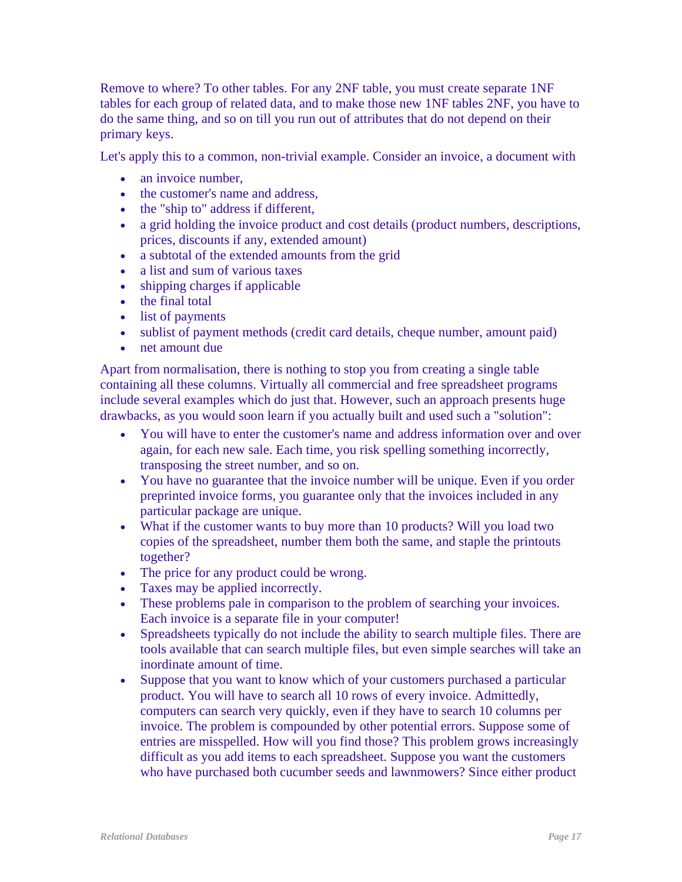Remove to where? To other tables. For any 2NF table, you must create separate 1NF tables for each group of related data, and to make those new 1NF tables 2NF, you have to do the same thing, and so on till you run out of attributes that do not depend on their primary keys.

Let's apply this to a common, non-trivial example. Consider an invoice, a document with

- an invoice number,
- the customer's name and address,
- the "ship to" address if different,
- a grid holding the invoice product and cost details (product numbers, descriptions, prices, discounts if any, extended amount)
- a subtotal of the extended amounts from the grid
- a list and sum of various taxes
- shipping charges if applicable
- the final total
- list of payments
- sublist of payment methods (credit card details, cheque number, amount paid)
- net amount due

Apart from normalisation, there is nothing to stop you from creating a single table containing all these columns. Virtually all commercial and free spreadsheet programs include several examples which do just that. However, such an approach presents huge drawbacks, as you would soon learn if you actually built and used such a "solution":

- You will have to enter the customer's name and address information over and over again, for each new sale. Each time, you risk spelling something incorrectly, transposing the street number, and so on.
- You have no guarantee that the invoice number will be unique. Even if you order preprinted invoice forms, you guarantee only that the invoices included in any particular package are unique.
- What if the customer wants to buy more than 10 products? Will you load two copies of the spreadsheet, number them both the same, and staple the printouts together?
- The price for any product could be wrong.
- Taxes may be applied incorrectly.
- These problems pale in comparison to the problem of searching your invoices. Each invoice is a separate file in your computer!
- Spreadsheets typically do not include the ability to search multiple files. There are tools available that can search multiple files, but even simple searches will take an inordinate amount of time.
- Suppose that you want to know which of your customers purchased a particular product. You will have to search all 10 rows of every invoice. Admittedly, computers can search very quickly, even if they have to search 10 columns per invoice. The problem is compounded by other potential errors. Suppose some of entries are misspelled. How will you find those? This problem grows increasingly difficult as you add items to each spreadsheet. Suppose you want the customers who have purchased both cucumber seeds and lawnmowers? Since either product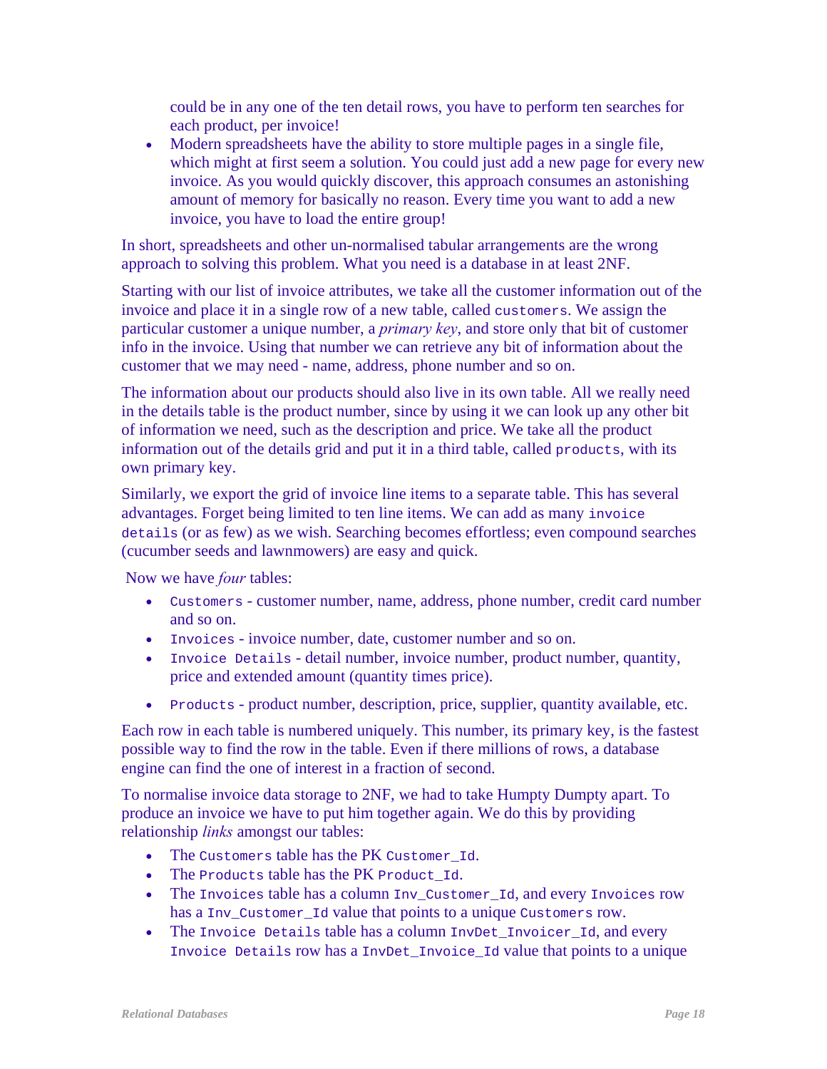could be in any one of the ten detail rows, you have to perform ten searches for each product, per invoice!

- Modern spreadsheets have the ability to store multiple pages in a single file, which might at first seem a solution. You could just add a new page for every new invoice. As you would quickly discover, this approach consumes an astonishing amount of memory for basically no reason. Every time you want to add a new invoice, you have to load the entire group!

In short, spreadsheets and other un-normalised tabular arrangements are the wrong approach to solving this problem. What you need is a database in at least 2NF.

Starting with our list of invoice attributes, we take all the customer information out of the invoice and place it in a single row of a new table, called `customers`. We assign the particular customer a unique number, a *primary key*, and store only that bit of customer info in the invoice. Using that number we can retrieve any bit of information about the customer that we may need - name, address, phone number and so on.

The information about our products should also live in its own table. All we really need in the details table is the product number, since by using it we can look up any other bit of information we need, such as the description and price. We take all the product information out of the details grid and put it in a third table, called `products`, with its own primary key.

Similarly, we export the grid of invoice line items to a separate table. This has several advantages. Forget being limited to ten line items. We can add as many `invoice details` (or as few) as we wish. Searching becomes effortless; even compound searches (cucumber seeds and lawnmowers) are easy and quick.

Now we have *four* tables:

- `Customers` - customer number, name, address, phone number, credit card number and so on.
- `Invoices` - invoice number, date, customer number and so on.
- `Invoice Details` - detail number, invoice number, product number, quantity, price and extended amount (quantity times price).
- `Products` - product number, description, price, supplier, quantity available, etc.

Each row in each table is numbered uniquely. This number, its primary key, is the fastest possible way to find the row in the table. Even if there millions of rows, a database engine can find the one of interest in a fraction of second.

To normalise invoice data storage to 2NF, we had to take Humpty Dumpty apart. To produce an invoice we have to put him together again. We do this by providing relationship *links* amongst our tables:

- The `Customers` table has the PK `Customer_Id`.
- The `Products` table has the PK `Product_Id`.
- The `Invoices` table has a column `Inv_Customer_Id`, and every `Invoices` row has a `Inv_Customer_Id` value that points to a unique `Customers` row.
- The `Invoice Details` table has a column `InvDet_Invoicer_Id`, and every `Invoice Details` row has a `InvDet_Invoice_Id` value that points to a unique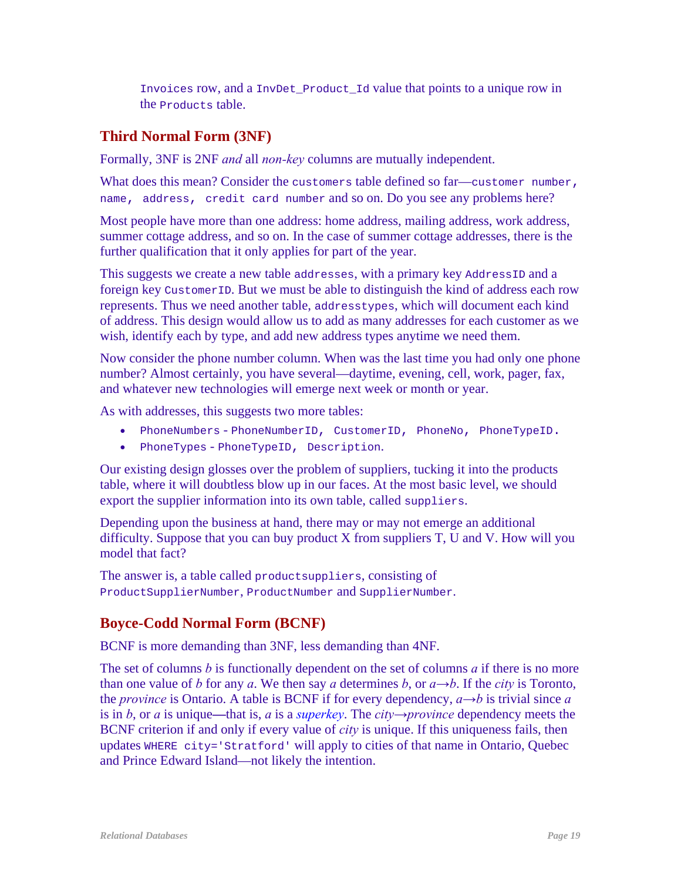`Invoices` row, and a `InvDet_Product_Id` value that points to a unique row in the `Products` table.

## Third Normal Form (3NF)

Formally, 3NF is 2NF *and* all *non-key* columns are mutually independent.

What does this mean? Consider the `customers` table defined so far—`customer number, name, address, credit card number` and so on. Do you see any problems here?

Most people have more than one address: home address, mailing address, work address, summer cottage address, and so on. In the case of summer cottage addresses, there is the further qualification that it only applies for part of the year.

This suggests we create a new table `addresses`, with a primary key `AddressID` and a foreign key `CustomerID`. But we must be able to distinguish the kind of address each row represents. Thus we need another table, `addresstypes`, which will document each kind of address. This design would allow us to add as many addresses for each customer as we wish, identify each by type, and add new address types anytime we need them.

Now consider the phone number column. When was the last time you had only one phone number? Almost certainly, you have several—daytime, evening, cell, work, pager, fax, and whatever new technologies will emerge next week or month or year.

As with addresses, this suggests two more tables:

- `PhoneNumbers - PhoneNumberID, CustomerID, PhoneNo, PhoneTypeID.`
- `PhoneTypes - PhoneTypeID, Description.`

Our existing design glosses over the problem of suppliers, tucking it into the products table, where it will doubtless blow up in our faces. At the most basic level, we should export the supplier information into its own table, called `suppliers`.

Depending upon the business at hand, there may or may not emerge an additional difficulty. Suppose that you can buy product X from suppliers T, U and V. How will you model that fact?

The answer is, a table called `productsuppliers`, consisting of `ProductSupplierNumber`, `ProductNumber` and `SupplierNumber`.

## Boyce-Codd Normal Form (BCNF)

BCNF is more demanding than 3NF, less demanding than 4NF.

The set of columns $b$ is functionally dependent on the set of columns $a$ if there is no more than one value of $b$ for any $a$. We then say $a$ determines $b$, or $a \rightarrow b$. If the *city* is Toronto, the *province* is Ontario. A table is BCNF if for every dependency, $a \rightarrow b$ is trivial since $a$ is in $b$, or $a$ is unique—that is, $a$ is a *superkey*. The *city*→*province* dependency meets the BCNF criterion if and only if every value of *city* is unique. If this uniqueness fails, then updates `WHERE city='Stratford'` will apply to cities of that name in Ontario, Quebec and Prince Edward Island—not likely the intention.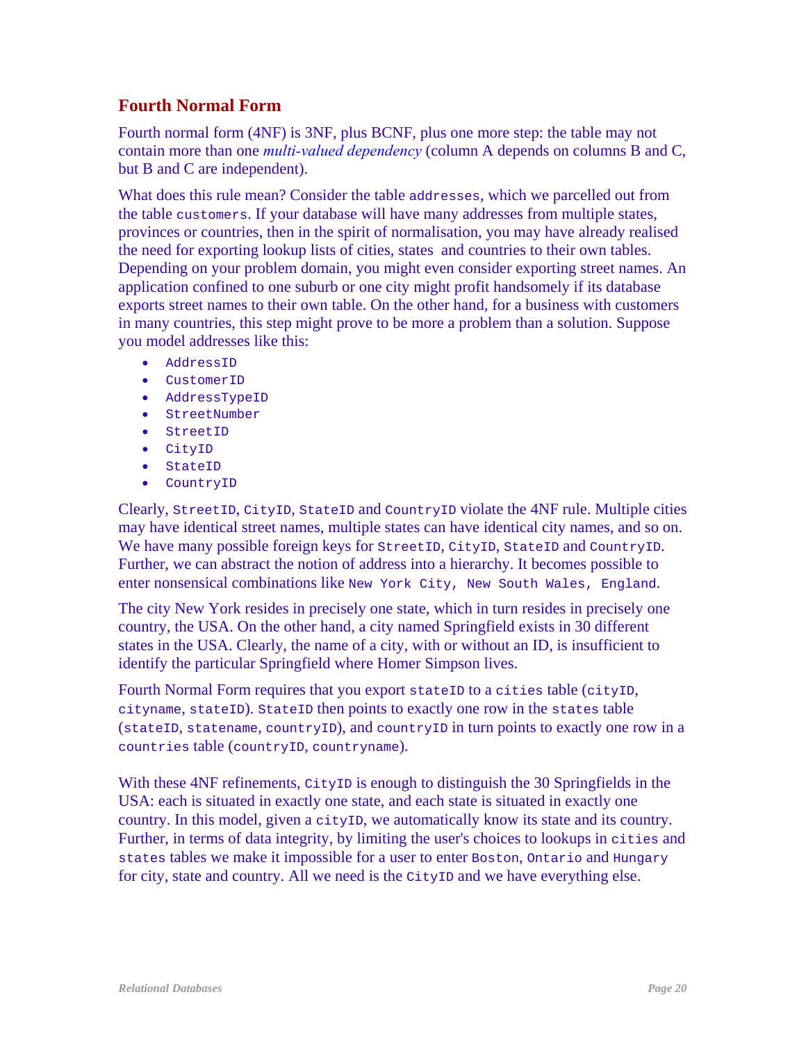## Fourth Normal Form

Fourth normal form (4NF) is 3NF, plus BCNF, plus one more step: the table may not contain more than one *multi-valued dependency* (column A depends on columns B and C, but B and C are independent).

What does this rule mean? Consider the table `addresses`, which we parcelled out from the table `customers`. If your database will have many addresses from multiple states, provinces or countries, then in the spirit of normalisation, you may have already realised the need for exporting lookup lists of cities, states and countries to their own tables. Depending on your problem domain, you might even consider exporting street names. An application confined to one suburb or one city might profit handsomely if its database exports street names to their own table. On the other hand, for a business with customers in many countries, this step might prove to be more a problem than a solution. Suppose you model addresses like this:

- `AddressID`
- `CustomerID`
- `AddressTypeID`
- `StreetNumber`
- `StreetID`
- `CityID`
- `StateID`
- `CountryID`

Clearly, `StreetID`, `CityID`, `StateID` and `CountryID` violate the 4NF rule. Multiple cities may have identical street names, multiple states can have identical city names, and so on. We have many possible foreign keys for `StreetID`, `CityID`, `StateID` and `CountryID`. Further, we can abstract the notion of address into a hierarchy. It becomes possible to enter nonsensical combinations like `New York City, New South Wales, England`.

The city New York resides in precisely one state, which in turn resides in precisely one country, the USA. On the other hand, a city named Springfield exists in 30 different states in the USA. Clearly, the name of a city, with or without an ID, is insufficient to identify the particular Springfield where Homer Simpson lives.

Fourth Normal Form requires that you export `stateID` to a `cities` table (`cityID`, `cityname`, `stateID`). `StateID` then points to exactly one row in the `states` table (`stateID`, `statename`, `countryID`), and `countryID` in turn points to exactly one row in a `countries` table (`countryID`, `countryname`).

With these 4NF refinements, `CityID` is enough to distinguish the 30 Springfields in the USA: each is situated in exactly one state, and each state is situated in exactly one country. In this model, given a `cityID`, we automatically know its state and its country. Further, in terms of data integrity, by limiting the user's choices to lookups in `cities` and `states` tables we make it impossible for a user to enter `Boston`, `Ontario` and `Hungary` for city, state and country. All we need is the `CityID` and we have everything else.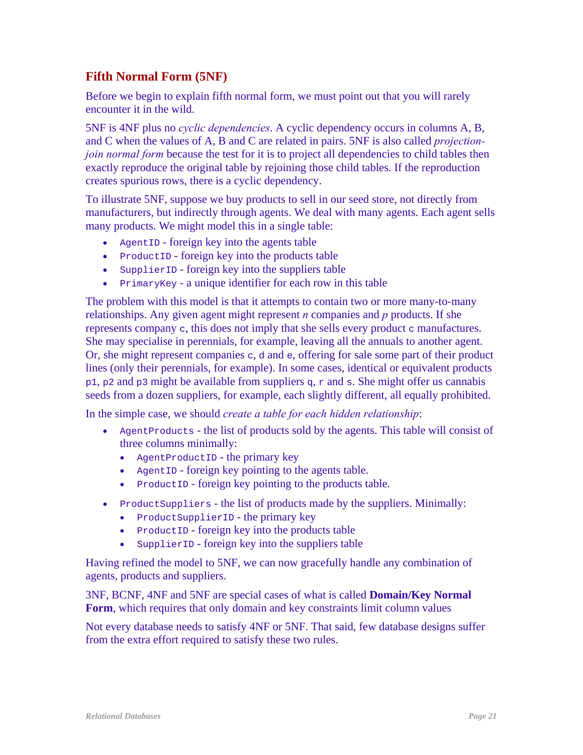## Fifth Normal Form (5NF)

Before we begin to explain fifth normal form, we must point out that you will rarely encounter it in the wild.

5NF is 4NF plus no *cyclic dependencies*. A cyclic dependency occurs in columns A, B, and C when the values of A, B and C are related in pairs. 5NF is also called *projection-join normal form* because the test for it is to project all dependencies to child tables then exactly reproduce the original table by rejoining those child tables. If the reproduction creates spurious rows, there is a cyclic dependency.

To illustrate 5NF, suppose we buy products to sell in our seed store, not directly from manufacturers, but indirectly through agents. We deal with many agents. Each agent sells many products. We might model this in a single table:

- `AgentID` - foreign key into the agents table
- `ProductID` - foreign key into the products table
- `SupplierID` - foreign key into the suppliers table
- `PrimaryKey` - a unique identifier for each row in this table

The problem with this model is that it attempts to contain two or more many-to-many relationships. Any given agent might represent *n* companies and *p* products. If she represents company `c`, this does not imply that she sells every product `c` manufactures. She may specialise in perennials, for example, leaving all the annuals to another agent. Or, she might represent companies `c`, `d` and `e`, offering for sale some part of their product lines (only their perennials, for example). In some cases, identical or equivalent products `p1`, `p2` and `p3` might be available from suppliers `q`, `r` and `s`. She might offer us cannabis seeds from a dozen suppliers, for example, each slightly different, all equally prohibited.

In the simple case, we should *create a table for each hidden relationship*:

- `AgentProducts` - the list of products sold by the agents. This table will consist of three columns minimally:
  - `AgentProductID` - the primary key
  - `AgentID` - foreign key pointing to the agents table.
  - `ProductID` - foreign key pointing to the products table.
- `ProductSuppliers` - the list of products made by the suppliers. Minimally:
  - `ProductSupplierID` - the primary key
  - `ProductID` - foreign key into the products table
  - `SupplierID` - foreign key into the suppliers table

Having refined the model to 5NF, we can now gracefully handle any combination of agents, products and suppliers.

3NF, BCNF, 4NF and 5NF are special cases of what is called **Domain/Key Normal Form**, which requires that only domain and key constraints limit column values

Not every database needs to satisfy 4NF or 5NF. That said, few database designs suffer from the extra effort required to satisfy these two rules.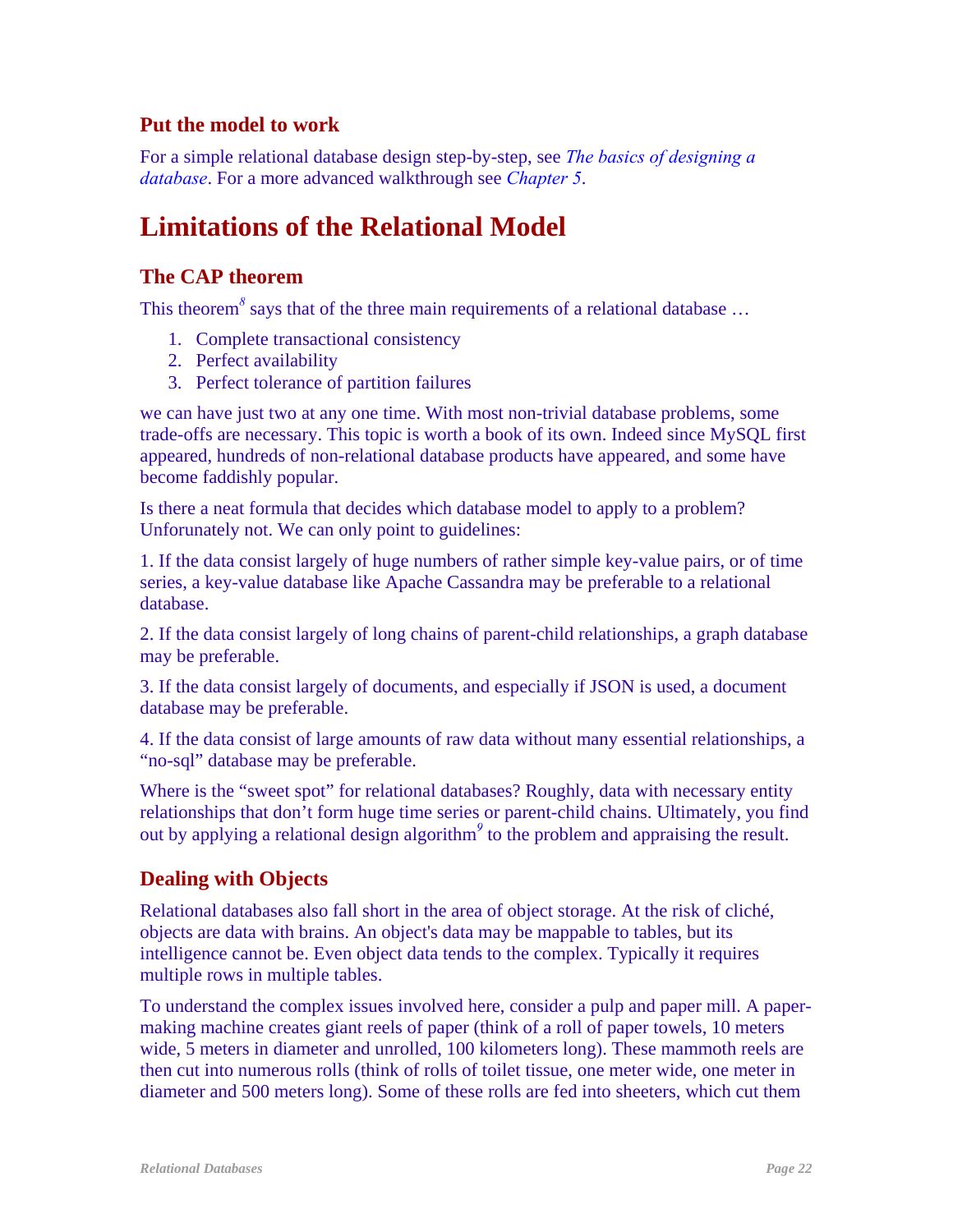### Put the model to work

For a simple relational database design step-by-step, see *The basics of designing a database*. For a more advanced walkthrough see *Chapter 5*.

## Limitations of the Relational Model

### The CAP theorem

This theorem[8] says that of the three main requirements of a relational database …

1. Complete transactional consistency
2. Perfect availability
3. Perfect tolerance of partition failures

we can have just two at any one time. With most non-trivial database problems, some trade-offs are necessary. This topic is worth a book of its own. Indeed since MySQL first appeared, hundreds of non-relational database products have appeared, and some have become faddishly popular.

Is there a neat formula that decides which database model to apply to a problem? Unforunately not. We can only point to guidelines:

1. If the data consist largely of huge numbers of rather simple key-value pairs, or of time series, a key-value database like Apache Cassandra may be preferable to a relational database.

2. If the data consist largely of long chains of parent-child relationships, a graph database may be preferable.

3. If the data consist largely of documents, and especially if JSON is used, a document database may be preferable.

4. If the data consist of large amounts of raw data without many essential relationships, a "no-sql" database may be preferable.

Where is the "sweet spot" for relational databases? Roughly, data with necessary entity relationships that don't form huge time series or parent-child chains. Ultimately, you find out by applying a relational design algorithm[9] to the problem and appraising the result.

### Dealing with Objects

Relational databases also fall short in the area of object storage. At the risk of cliché, objects are data with brains. An object's data may be mappable to tables, but its intelligence cannot be. Even object data tends to the complex. Typically it requires multiple rows in multiple tables.

To understand the complex issues involved here, consider a pulp and paper mill. A paper-making machine creates giant reels of paper (think of a roll of paper towels, 10 meters wide, 5 meters in diameter and unrolled, 100 kilometers long). These mammoth reels are then cut into numerous rolls (think of rolls of toilet tissue, one meter wide, one meter in diameter and 500 meters long). Some of these rolls are fed into sheeters, which cut them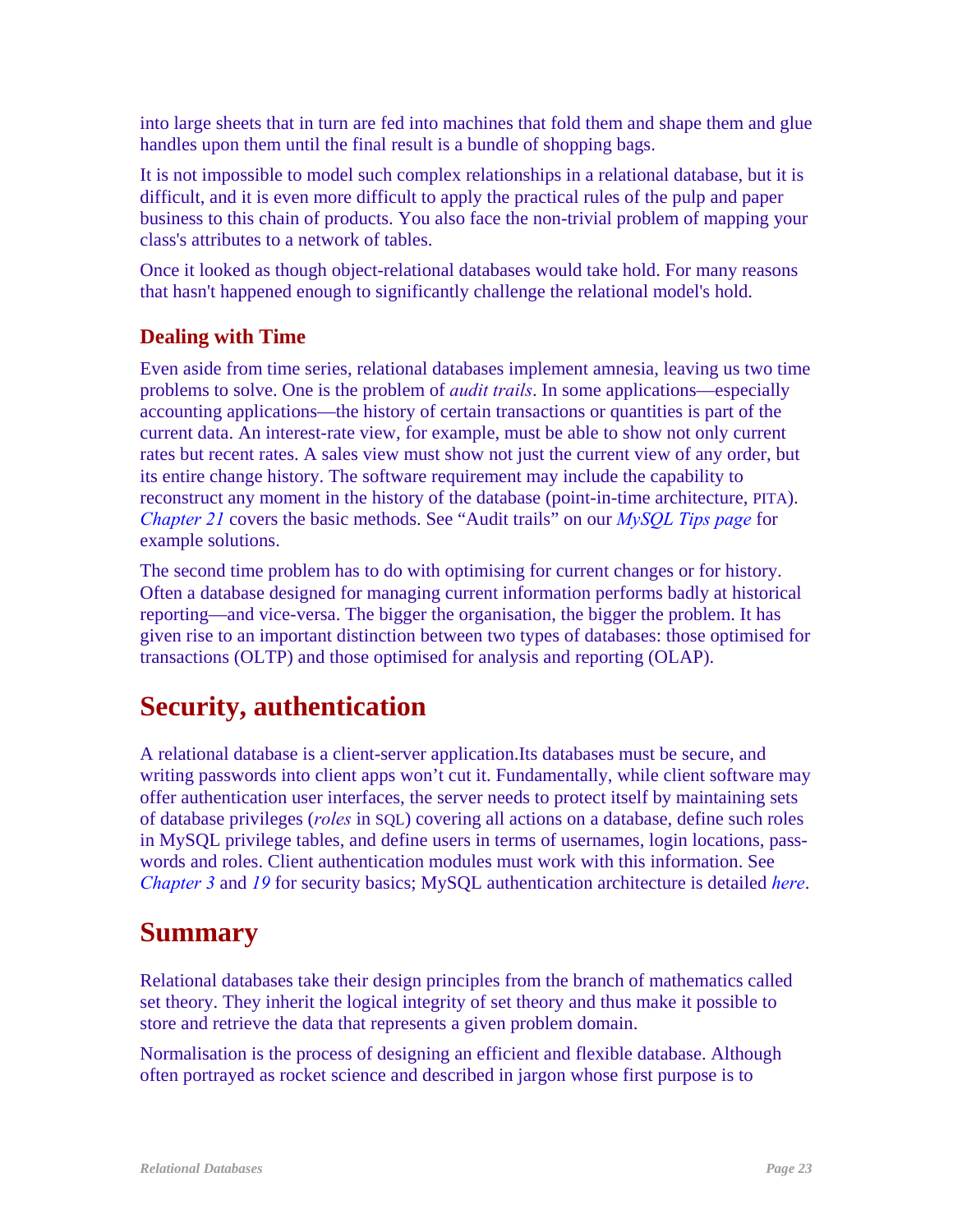into large sheets that in turn are fed into machines that fold them and shape them and glue handles upon them until the final result is a bundle of shopping bags.

It is not impossible to model such complex relationships in a relational database, but it is difficult, and it is even more difficult to apply the practical rules of the pulp and paper business to this chain of products. You also face the non-trivial problem of mapping your class's attributes to a network of tables.

Once it looked as though object-relational databases would take hold. For many reasons that hasn't happened enough to significantly challenge the relational model's hold.

### Dealing with Time

Even aside from time series, relational databases implement amnesia, leaving us two time problems to solve. One is the problem of *audit trails*. In some applications—especially accounting applications—the history of certain transactions or quantities is part of the current data. An interest-rate view, for example, must be able to show not only current rates but recent rates. A sales view must show not just the current view of any order, but its entire change history. The software requirement may include the capability to reconstruct any moment in the history of the database (point-in-time architecture, PITA). *Chapter 21* covers the basic methods. See “Audit trails” on our *MySQL Tips page* for example solutions.

The second time problem has to do with optimising for current changes or for history. Often a database designed for managing current information performs badly at historical reporting—and vice-versa. The bigger the organisation, the bigger the problem. It has given rise to an important distinction between two types of databases: those optimised for transactions (OLTP) and those optimised for analysis and reporting (OLAP).

## Security, authentication

A relational database is a client-server application.Its databases must be secure, and writing passwords into client apps won’t cut it. Fundamentally, while client software may offer authentication user interfaces, the server needs to protect itself by maintaining sets of database privileges (*roles* in SQL) covering all actions on a database, define such roles in MySQL privilege tables, and define users in terms of usernames, login locations, passwords and roles. Client authentication modules must work with this information. See *Chapter 3* and *19* for security basics; MySQL authentication architecture is detailed *here*.

## Summary

Relational databases take their design principles from the branch of mathematics called set theory. They inherit the logical integrity of set theory and thus make it possible to store and retrieve the data that represents a given problem domain.

Normalisation is the process of designing an efficient and flexible database. Although often portrayed as rocket science and described in jargon whose first purpose is to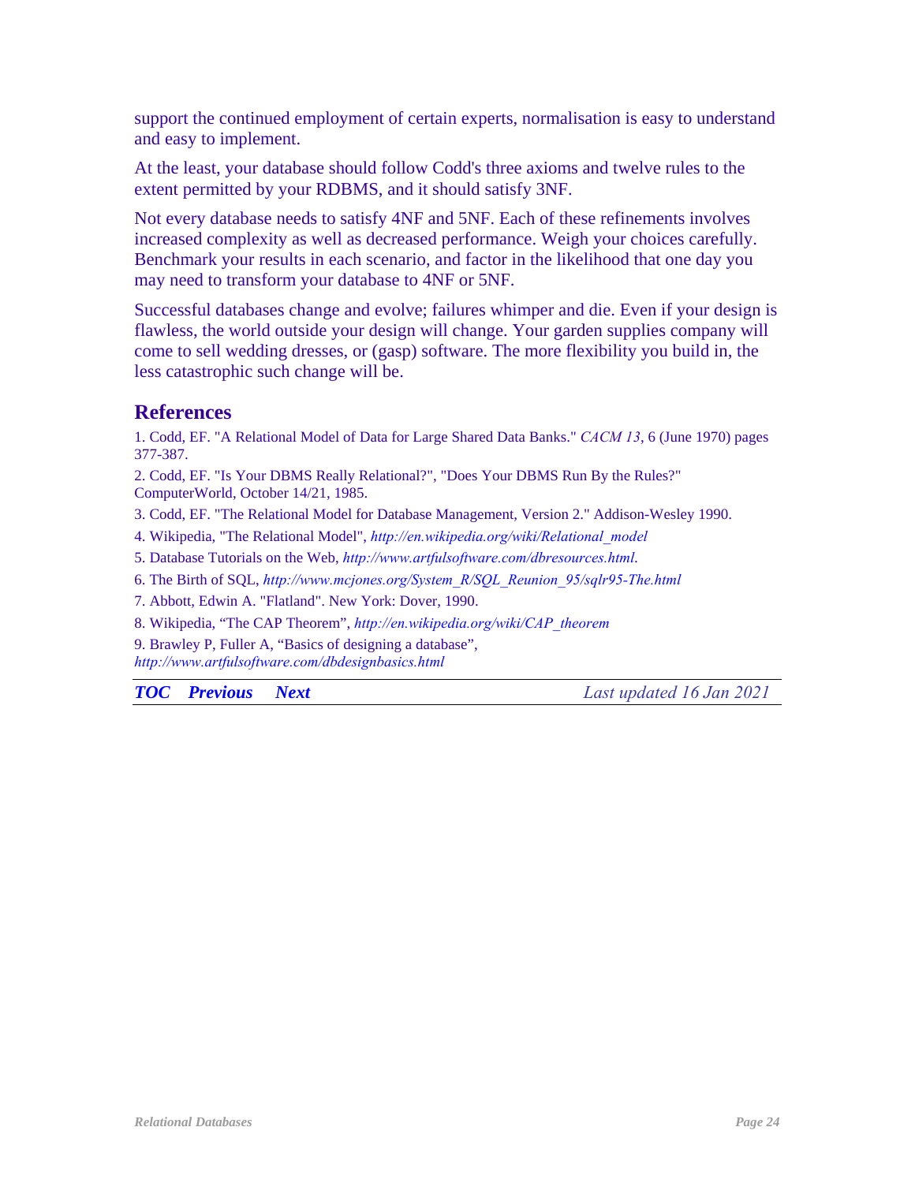support the continued employment of certain experts, normalisation is easy to understand and easy to implement.

At the least, your database should follow Codd's three axioms and twelve rules to the extent permitted by your RDBMS, and it should satisfy 3NF.

Not every database needs to satisfy 4NF and 5NF. Each of these refinements involves increased complexity as well as decreased performance. Weigh your choices carefully. Benchmark your results in each scenario, and factor in the likelihood that one day you may need to transform your database to 4NF or 5NF.

Successful databases change and evolve; failures whimper and die. Even if your design is flawless, the world outside your design will change. Your garden supplies company will come to sell wedding dresses, or (gasp) software. The more flexibility you build in, the less catastrophic such change will be.

## References

1. Codd, EF. "A Relational Model of Data for Large Shared Data Banks." *CACM 13*, 6 (June 1970) pages 377-387.

2. Codd, EF. "Is Your DBMS Really Relational?", "Does Your DBMS Run By the Rules?" ComputerWorld, October 14/21, 1985.

3. Codd, EF. "The Relational Model for Database Management, Version 2." Addison-Wesley 1990.

4. Wikipedia, "The Relational Model", *http://en.wikipedia.org/wiki/Relational_model*

5. Database Tutorials on the Web, *http://www.artfulsoftware.com/dbresources.html*.

6. The Birth of SQL, *http://www.mcjones.org/System_R/SQL_Reunion_95/sqlr95-The.html*

7. Abbott, Edwin A. "Flatland". New York: Dover, 1990.

8. Wikipedia, "The CAP Theorem", *http://en.wikipedia.org/wiki/CAP_theorem*

9. Brawley P, Fuller A, "Basics of designing a database", *http://www.artfulsoftware.com/dbdesignbasics.html*

***TOC*** ***Previous*** ***Next*** *Last updated 16 Jan 2021*